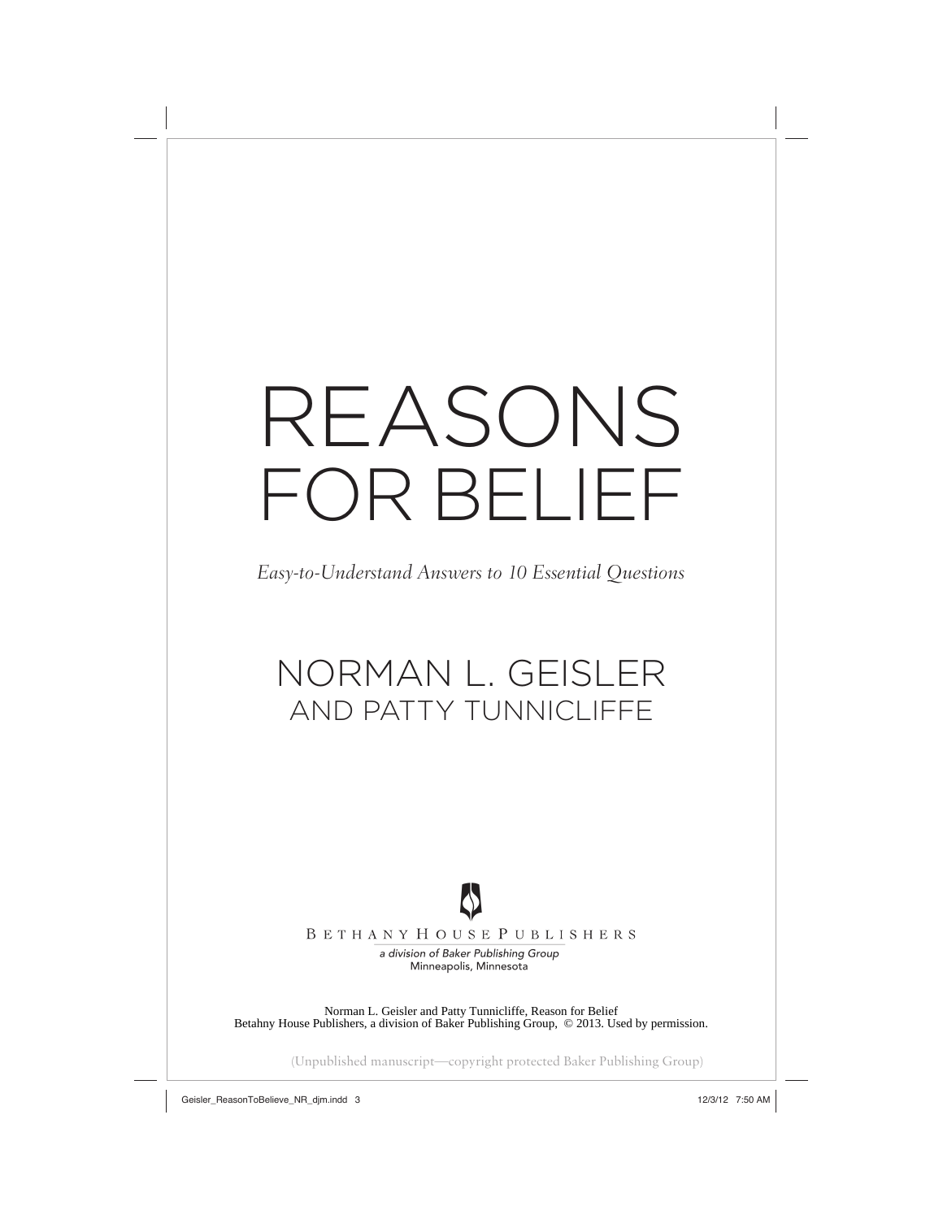# REASONS FOR BELIEF

*Easy-to-Understand Answers to 10 Essential Questions*

## NORMAN L. GEISLER
## AND PATTY TUNNICLIFFE

BETHANY HOUSE PUBLISHERS

*a division of Baker Publishing Group*
Minneapolis, Minnesota

Norman L. Geisler and Patty Tunnicliffe, Reason for Belief
Betahny House Publishers, a division of Baker Publishing Group, © 2013. Used by permission.

(Unpublished manuscript—copyright protected Baker Publishing Group)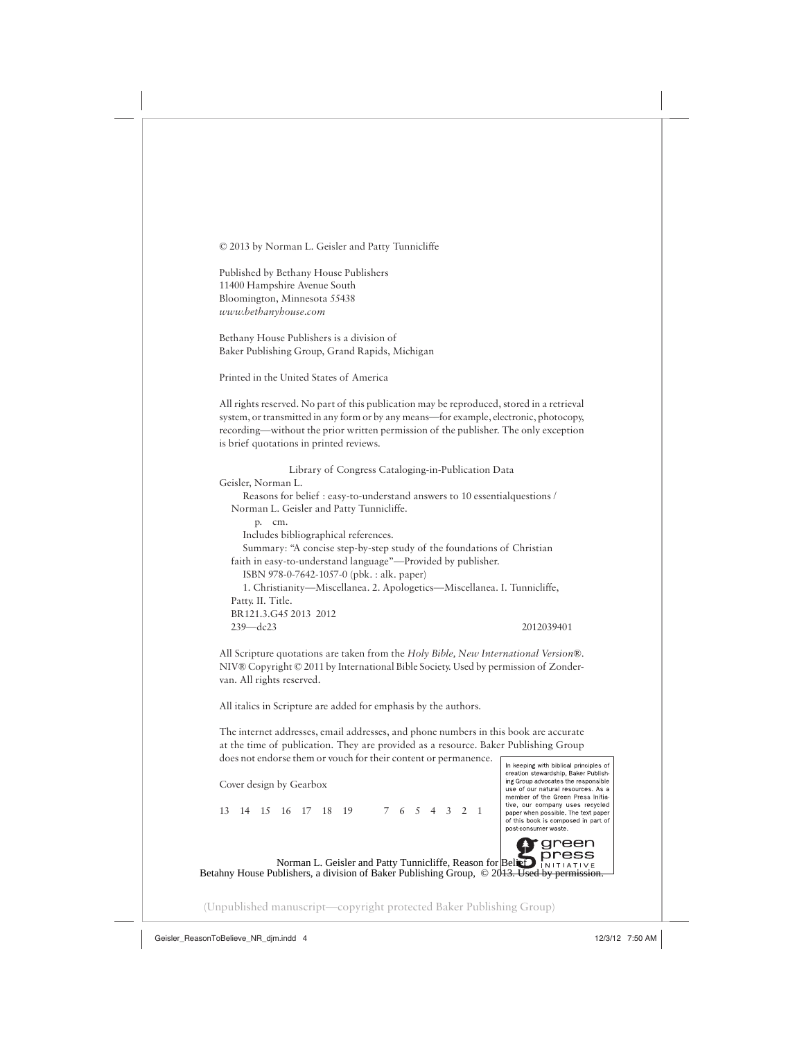© 2013 by Norman L. Geisler and Patty Tunnicliffe

Published by Bethany House Publishers
11400 Hampshire Avenue South
Bloomington, Minnesota 55438
*www.bethanyhouse.com*

Bethany House Publishers is a division of
Baker Publishing Group, Grand Rapids, Michigan

Printed in the United States of America

All rights reserved. No part of this publication may be reproduced, stored in a retrieval system, or transmitted in any form or by any means—for example, electronic, photocopy, recording—without the prior written permission of the publisher. The only exception is brief quotations in printed reviews.

Library of Congress Cataloging-in-Publication Data

Geisler, Norman L.
Reasons for belief : easy-to-understand answers to 10 essentialquestions / Norman L. Geisler and Patty Tunnicliffe.
p. cm.
Includes bibliographical references.
Summary: "A concise step-by-step study of the foundations of Christian faith in easy-to-understand language"—Provided by publisher.
ISBN 978-0-7642-1057-0 (pbk. : alk. paper)
1. Christianity—Miscellanea. 2. Apologetics—Miscellanea. I. Tunnicliffe, Patty. II. Title.
BR121.3.G45 2013 2012
239—dc23 2012039401

All Scripture quotations are taken from the *Holy Bible, New International Version®*. NIV® Copyright © 2011 by International Bible Society. Used by permission of Zondervan. All rights reserved.

All italics in Scripture are added for emphasis by the authors.

The internet addresses, email addresses, and phone numbers in this book are accurate at the time of publication. They are provided as a resource. Baker Publishing Group does not endorse them or vouch for their content or permanence.

Cover design by Gearbox

13 14 15 16 17 18 19 7 6 5 4 3 2 1

In keeping with biblical principles of creation stewardship, Baker Publishing Group advocates the responsible use of our natural resources. As a member of the Green Press Initiative, our company uses recycled paper when possible. The text paper of this book is composed in part of post-consumer waste.

green press INITIATIVE

Norman L. Geisler and Patty Tunnicliffe, Reason for Belief
Betahny House Publishers, a division of Baker Publishing Group, © 2013. Used by permission.

(Unpublished manuscript—copyright protected Baker Publishing Group)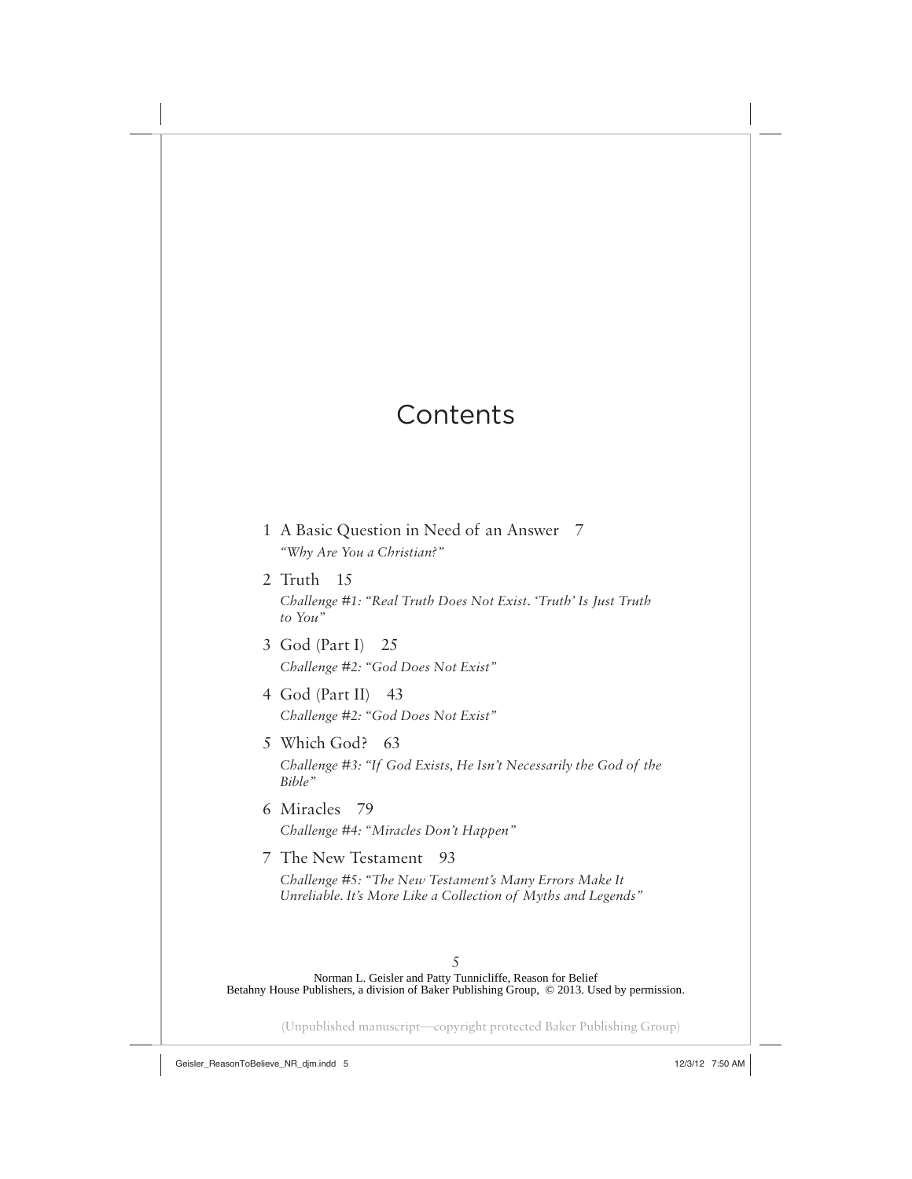# Contents

1 A Basic Question in Need of an Answer 7
*"Why Are You a Christian?"*

2 Truth 15
*Challenge #1: "Real Truth Does Not Exist. 'Truth' Is Just Truth to You"*

3 God (Part I) 25
*Challenge #2: "God Does Not Exist"*

4 God (Part II) 43
*Challenge #2: "God Does Not Exist"*

5 Which God? 63
*Challenge #3: "If God Exists, He Isn't Necessarily the God of the Bible"*

6 Miracles 79
*Challenge #4: "Miracles Don't Happen"*

7 The New Testament 93
*Challenge #5: "The New Testament's Many Errors Make It Unreliable. It's More Like a Collection of Myths and Legends"*

Norman L. Geisler and Patty Tunnicliffe, Reason for Belief
Betahny House Publishers, a division of Baker Publishing Group, © 2013. Used by permission.

(Unpublished manuscript—copyright protected Baker Publishing Group)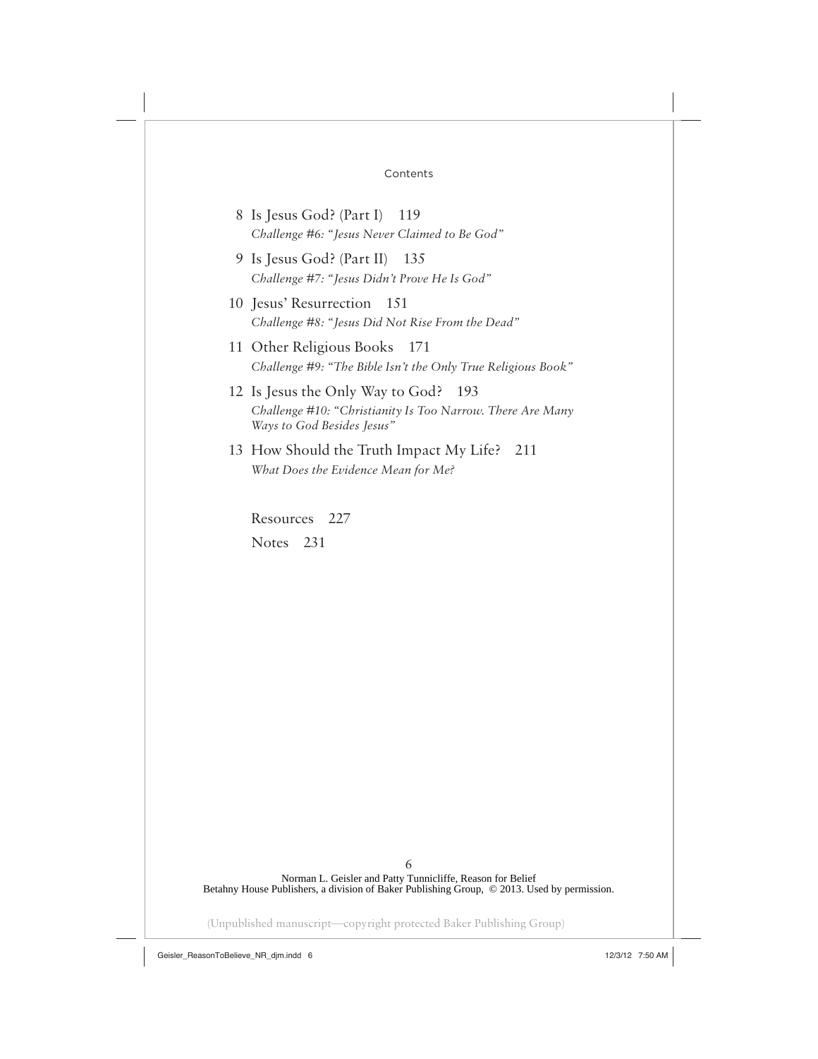Contents

8 Is Jesus God? (Part I) 119
*Challenge #6: "Jesus Never Claimed to Be God"*

9 Is Jesus God? (Part II) 135
*Challenge #7: "Jesus Didn't Prove He Is God"*

10 Jesus' Resurrection 151
*Challenge #8: "Jesus Did Not Rise From the Dead"*

11 Other Religious Books 171
*Challenge #9: "The Bible Isn't the Only True Religious Book"*

12 Is Jesus the Only Way to God? 193
*Challenge #10: "Christianity Is Too Narrow. There Are Many Ways to God Besides Jesus"*

13 How Should the Truth Impact My Life? 211
*What Does the Evidence Mean for Me?*

Resources 227

Notes 231

Norman L. Geisler and Patty Tunnicliffe, Reason for Belief
Betahny House Publishers, a division of Baker Publishing Group, © 2013. Used by permission.

(Unpublished manuscript—copyright protected Baker Publishing Group)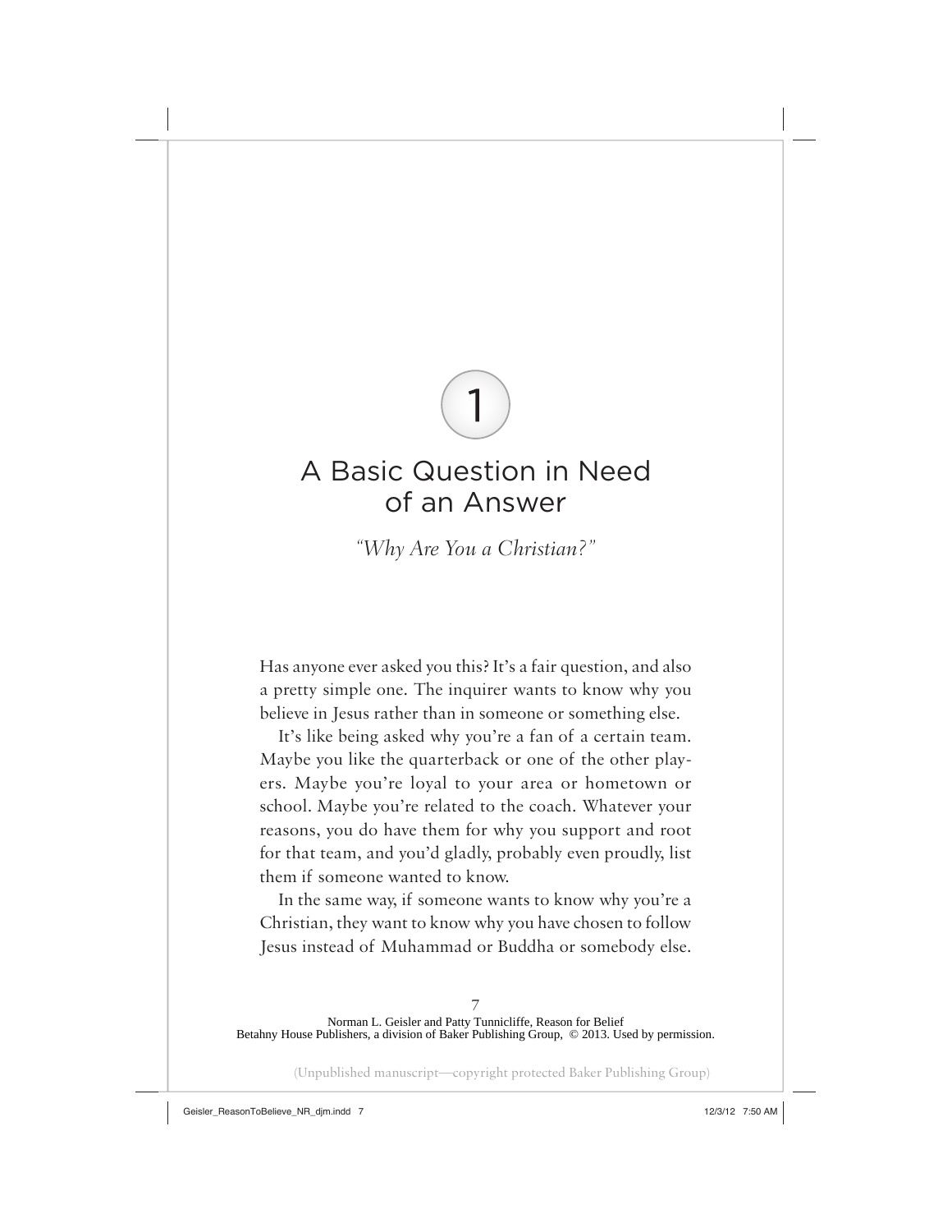# 1

# A Basic Question in Need of an Answer

*"Why Are You a Christian?"*

Has anyone ever asked you this? It's a fair question, and also a pretty simple one. The inquirer wants to know why you believe in Jesus rather than in someone or something else.

It's like being asked why you're a fan of a certain team. Maybe you like the quarterback or one of the other players. Maybe you're loyal to your area or hometown or school. Maybe you're related to the coach. Whatever your reasons, you do have them for why you support and root for that team, and you'd gladly, probably even proudly, list them if someone wanted to know.

In the same way, if someone wants to know why you're a Christian, they want to know why you have chosen to follow Jesus instead of Muhammad or Buddha or somebody else.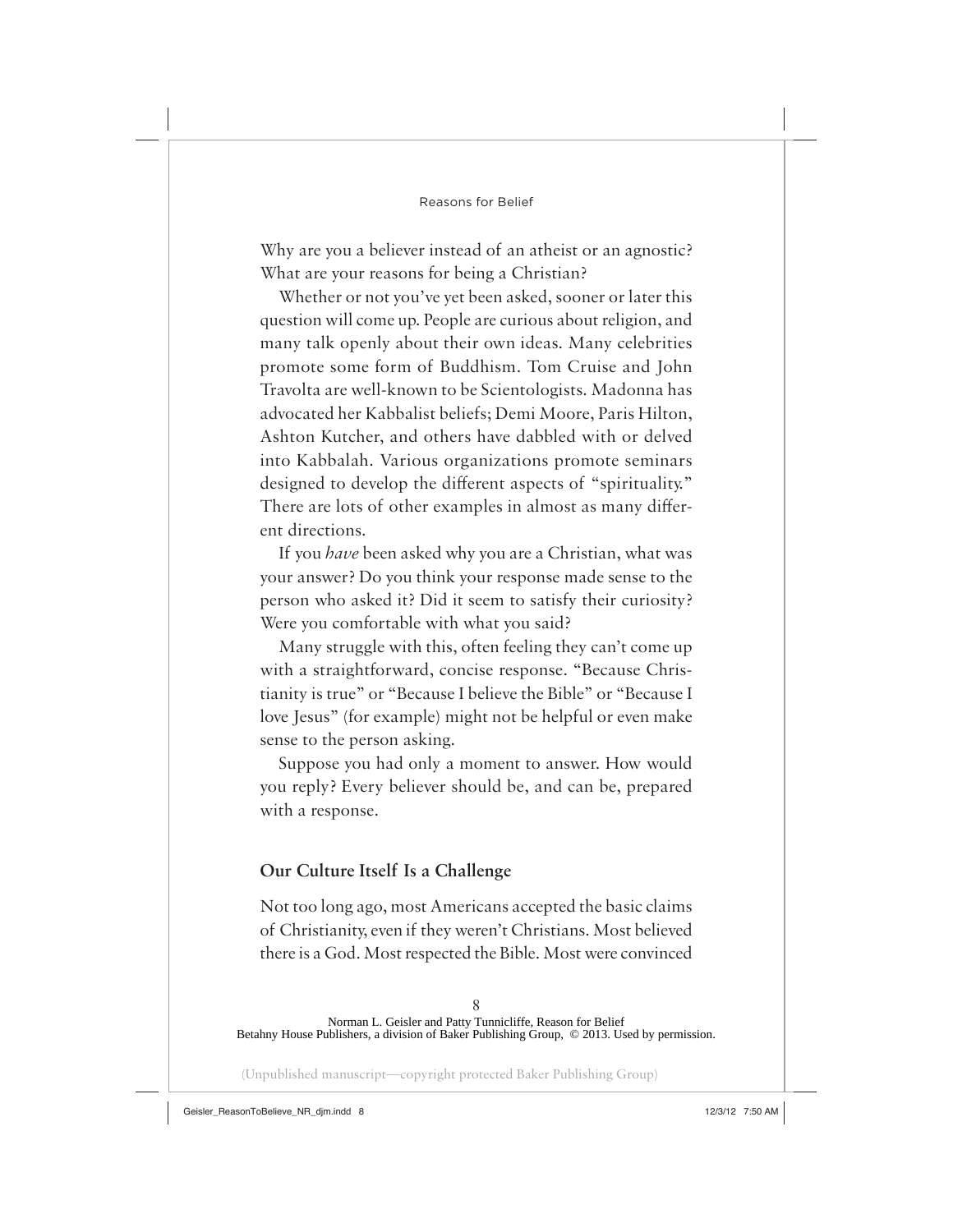Why are you a believer instead of an atheist or an agnostic? What are your reasons for being a Christian?

Whether or not you've yet been asked, sooner or later this question will come up. People are curious about religion, and many talk openly about their own ideas. Many celebrities promote some form of Buddhism. Tom Cruise and John Travolta are well-known to be Scientologists. Madonna has advocated her Kabbalist beliefs; Demi Moore, Paris Hilton, Ashton Kutcher, and others have dabbled with or delved into Kabbalah. Various organizations promote seminars designed to develop the different aspects of "spirituality." There are lots of other examples in almost as many different directions.

If you *have* been asked why you are a Christian, what was your answer? Do you think your response made sense to the person who asked it? Did it seem to satisfy their curiosity? Were you comfortable with what you said?

Many struggle with this, often feeling they can't come up with a straightforward, concise response. "Because Christianity is true" or "Because I believe the Bible" or "Because I love Jesus" (for example) might not be helpful or even make sense to the person asking.

Suppose you had only a moment to answer. How would you reply? Every believer should be, and can be, prepared with a response.

## Our Culture Itself Is a Challenge

Not too long ago, most Americans accepted the basic claims of Christianity, even if they weren't Christians. Most believed there is a God. Most respected the Bible. Most were convinced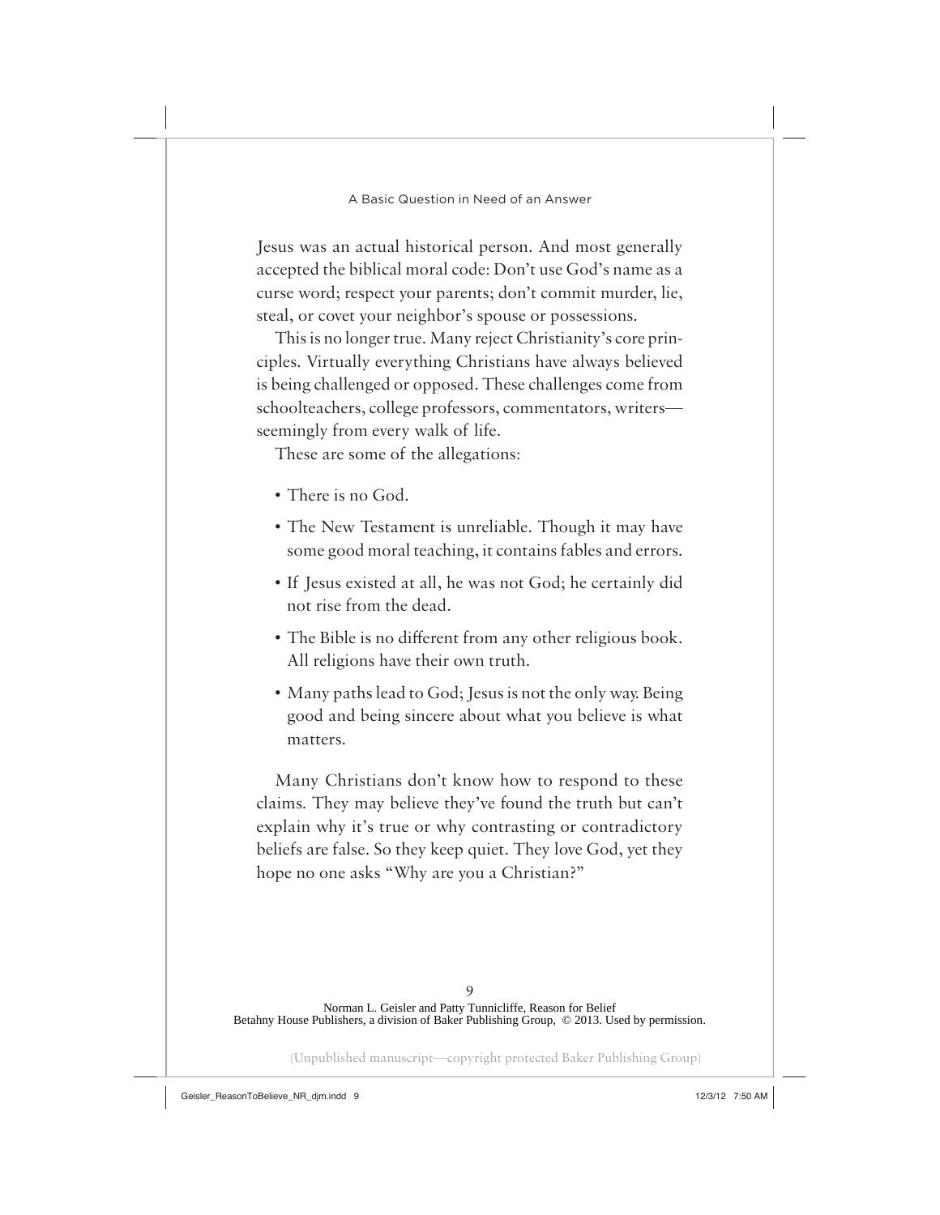Jesus was an actual historical person. And most generally accepted the biblical moral code: Don't use God's name as a curse word; respect your parents; don't commit murder, lie, steal, or covet your neighbor's spouse or possessions.

This is no longer true. Many reject Christianity's core principles. Virtually everything Christians have always believed is being challenged or opposed. These challenges come from schoolteachers, college professors, commentators, writers—seemingly from every walk of life.

These are some of the allegations:

- There is no God.
- The New Testament is unreliable. Though it may have some good moral teaching, it contains fables and errors.
- If Jesus existed at all, he was not God; he certainly did not rise from the dead.
- The Bible is no different from any other religious book. All religions have their own truth.
- Many paths lead to God; Jesus is not the only way. Being good and being sincere about what you believe is what matters.

Many Christians don't know how to respond to these claims. They may believe they've found the truth but can't explain why it's true or why contrasting or contradictory beliefs are false. So they keep quiet. They love God, yet they hope no one asks "Why are you a Christian?"

Norman L. Geisler and Patty Tunnicliffe, Reason for Belief
Betahny House Publishers, a division of Baker Publishing Group, © 2013. Used by permission.

(Unpublished manuscript—copyright protected Baker Publishing Group)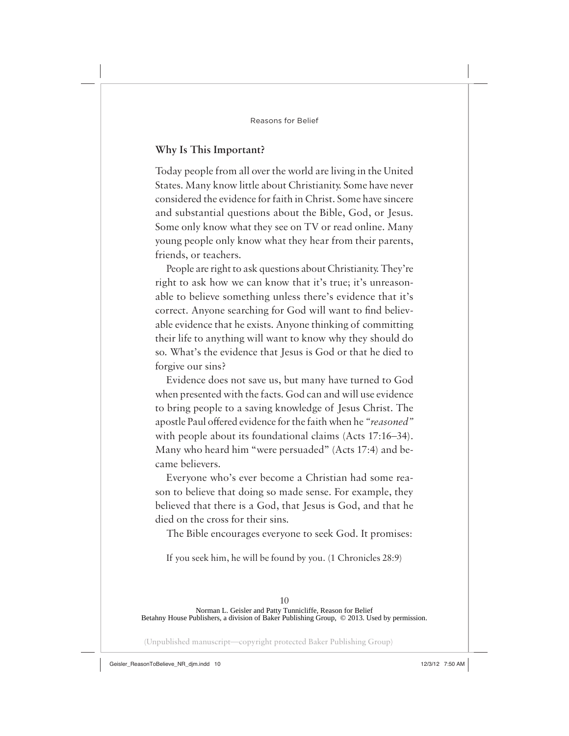## Why Is This Important?

Today people from all over the world are living in the United States. Many know little about Christianity. Some have never considered the evidence for faith in Christ. Some have sincere and substantial questions about the Bible, God, or Jesus. Some only know what they see on TV or read online. Many young people only know what they hear from their parents, friends, or teachers.

People are right to ask questions about Christianity. They're right to ask how we can know that it's true; it's unreasonable to believe something unless there's evidence that it's correct. Anyone searching for God will want to find believable evidence that he exists. Anyone thinking of committing their life to anything will want to know why they should do so. What's the evidence that Jesus is God or that he died to forgive our sins?

Evidence does not save us, but many have turned to God when presented with the facts. God can and will use evidence to bring people to a saving knowledge of Jesus Christ. The apostle Paul offered evidence for the faith when he "*reasoned*" with people about its foundational claims (Acts 17:16–34). Many who heard him "were persuaded" (Acts 17:4) and became believers.

Everyone who's ever become a Christian had some reason to believe that doing so made sense. For example, they believed that there is a God, that Jesus is God, and that he died on the cross for their sins.

The Bible encourages everyone to seek God. It promises:

> If you seek him, he will be found by you. (1 Chronicles 28:9)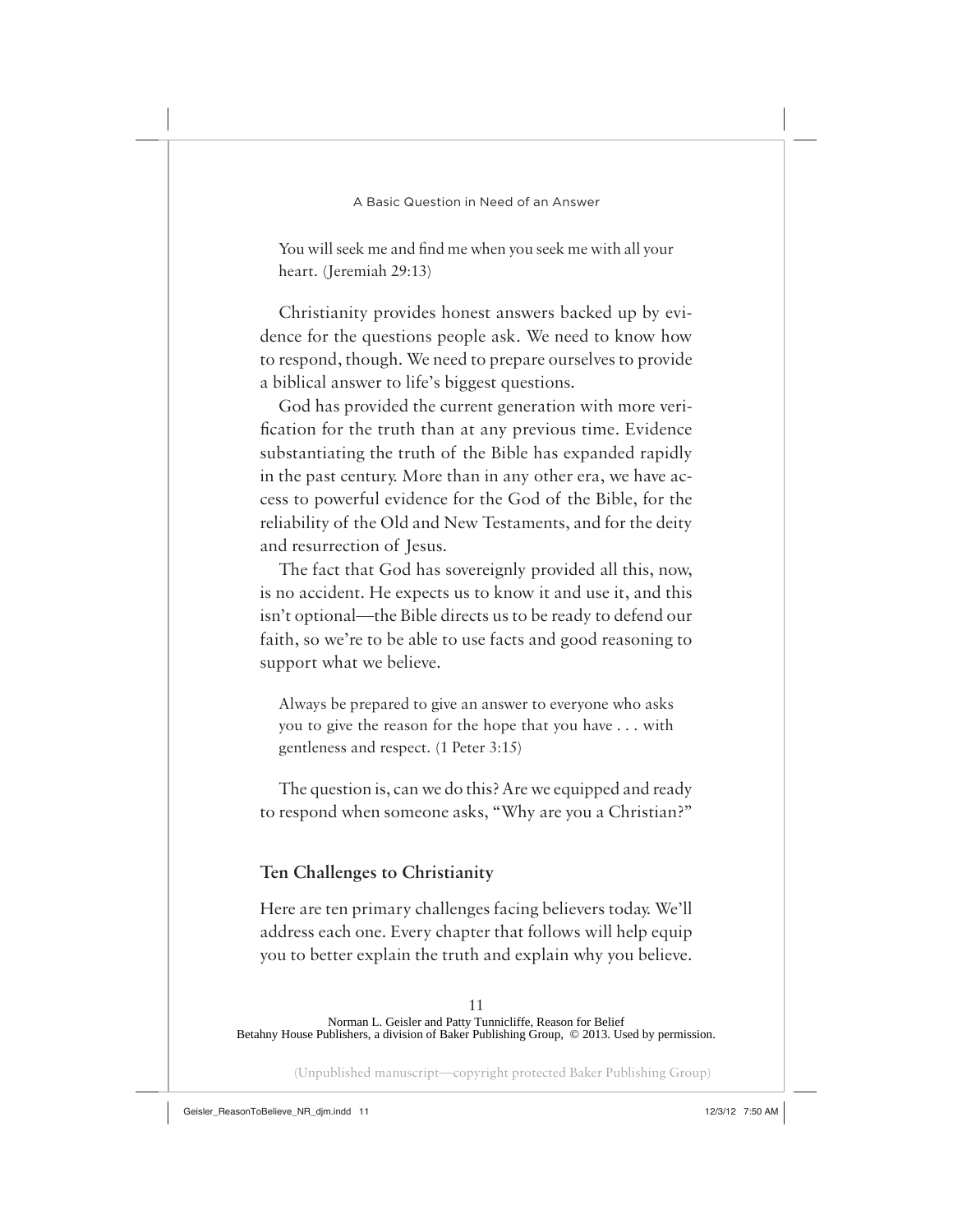> You will seek me and find me when you seek me with all your heart. (Jeremiah 29:13)

Christianity provides honest answers backed up by evidence for the questions people ask. We need to know how to respond, though. We need to prepare ourselves to provide a biblical answer to life's biggest questions.

God has provided the current generation with more verification for the truth than at any previous time. Evidence substantiating the truth of the Bible has expanded rapidly in the past century. More than in any other era, we have access to powerful evidence for the God of the Bible, for the reliability of the Old and New Testaments, and for the deity and resurrection of Jesus.

The fact that God has sovereignly provided all this, now, is no accident. He expects us to know it and use it, and this isn't optional—the Bible directs us to be ready to defend our faith, so we're to be able to use facts and good reasoning to support what we believe.

> Always be prepared to give an answer to everyone who asks you to give the reason for the hope that you have . . . with gentleness and respect. (1 Peter 3:15)

The question is, can we do this? Are we equipped and ready to respond when someone asks, "Why are you a Christian?"

## Ten Challenges to Christianity

Here are ten primary challenges facing believers today. We'll address each one. Every chapter that follows will help equip you to better explain the truth and explain why you believe.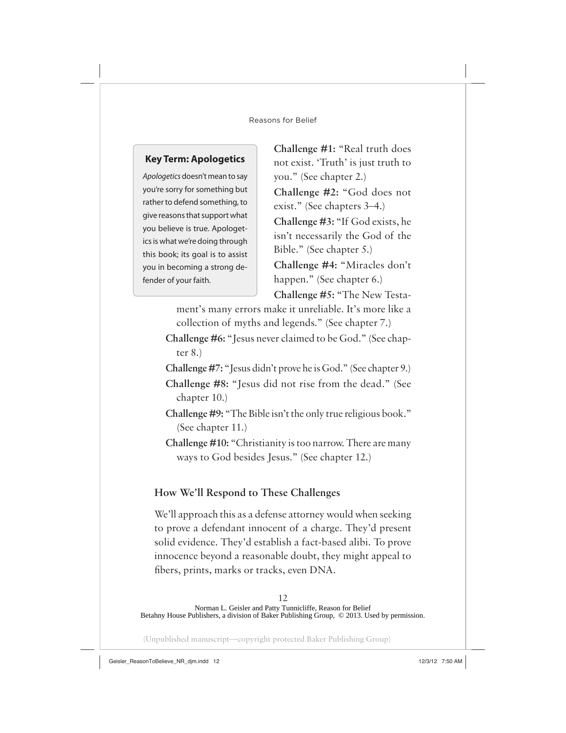**Key Term: Apologetics**

*Apologetics* doesn't mean to say you're sorry for something but rather to defend something, to give reasons that support what you believe is true. Apologetics is what we're doing through this book; its goal is to assist you in becoming a strong defender of your faith.

**Challenge #1:** "Real truth does not exist. 'Truth' is just truth to you." (See chapter 2.)

**Challenge #2:** "God does not exist." (See chapters 3–4.)

**Challenge #3:** "If God exists, he isn't necessarily the God of the Bible." (See chapter 5.)

**Challenge #4:** "Miracles don't happen." (See chapter 6.)

**Challenge #5:** "The New Testament's many errors make it unreliable. It's more like a collection of myths and legends." (See chapter 7.)

**Challenge #6:** "Jesus never claimed to be God." (See chapter 8.)

**Challenge #7:** "Jesus didn't prove he is God." (See chapter 9.)

**Challenge #8:** "Jesus did not rise from the dead." (See chapter 10.)

**Challenge #9:** "The Bible isn't the only true religious book." (See chapter 11.)

**Challenge #10:** "Christianity is too narrow. There are many ways to God besides Jesus." (See chapter 12.)

## How We'll Respond to These Challenges

We'll approach this as a defense attorney would when seeking to prove a defendant innocent of a charge. They'd present solid evidence. They'd establish a fact-based alibi. To prove innocence beyond a reasonable doubt, they might appeal to fibers, prints, marks or tracks, even DNA.

Norman L. Geisler and Patty Tunnicliffe, Reason for Belief
Betahny House Publishers, a division of Baker Publishing Group, © 2013. Used by permission.

(Unpublished manuscript—copyright protected Baker Publishing Group)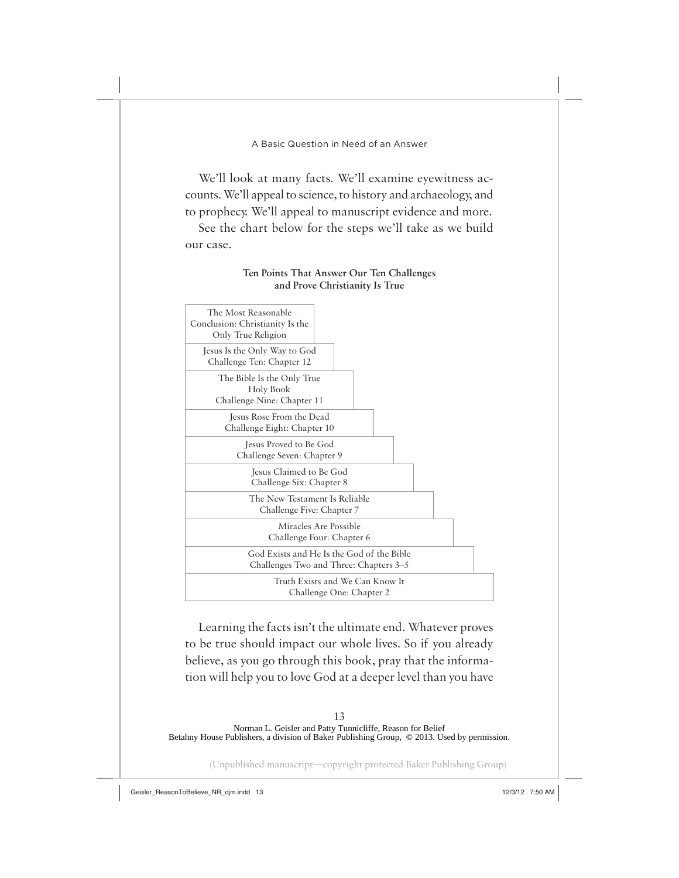We'll look at many facts. We'll examine eyewitness accounts. We'll appeal to science, to history and archaeology, and to prophecy. We'll appeal to manuscript evidence and more.

See the chart below for the steps we'll take as we build our case.

**Ten Points That Answer Our Ten Challenges and Prove Christianity Is True**

| Step |
|---|
| The Most Reasonable Conclusion: Christianity Is the Only True Religion |
| Jesus Is the Only Way to God<br>Challenge Ten: Chapter 12 |
| The Bible Is the Only True Holy Book<br>Challenge Nine: Chapter 11 |
| Jesus Rose From the Dead<br>Challenge Eight: Chapter 10 |
| Jesus Proved to Be God<br>Challenge Seven: Chapter 9 |
| Jesus Claimed to Be God<br>Challenge Six: Chapter 8 |
| The New Testament Is Reliable<br>Challenge Five: Chapter 7 |
| Miracles Are Possible<br>Challenge Four: Chapter 6 |
| God Exists and He Is the God of the Bible<br>Challenges Two and Three: Chapters 3–5 |
| Truth Exists and We Can Know It<br>Challenge One: Chapter 2 |

Learning the facts isn't the ultimate end. Whatever proves to be true should impact our whole lives. So if you already believe, as you go through this book, pray that the information will help you to love God at a deeper level than you have

Norman L. Geisler and Patty Tunnicliffe, Reason for Belief
Betahny House Publishers, a division of Baker Publishing Group, © 2013. Used by permission.

(Unpublished manuscript—copyright protected Baker Publishing Group)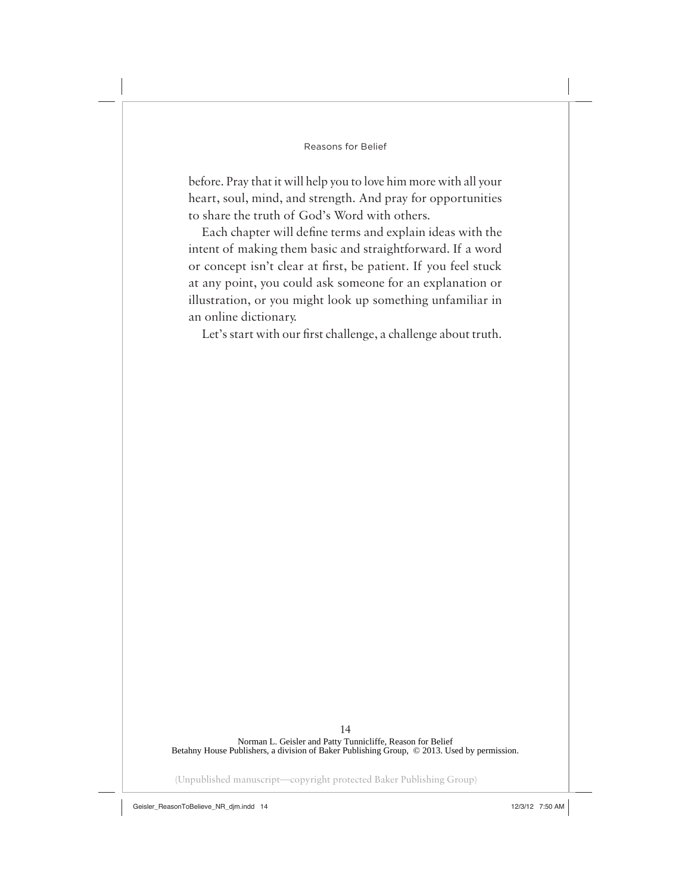before. Pray that it will help you to love him more with all your heart, soul, mind, and strength. And pray for opportunities to share the truth of God's Word with others.

Each chapter will define terms and explain ideas with the intent of making them basic and straightforward. If a word or concept isn't clear at first, be patient. If you feel stuck at any point, you could ask someone for an explanation or illustration, or you might look up something unfamiliar in an online dictionary.

Let's start with our first challenge, a challenge about truth.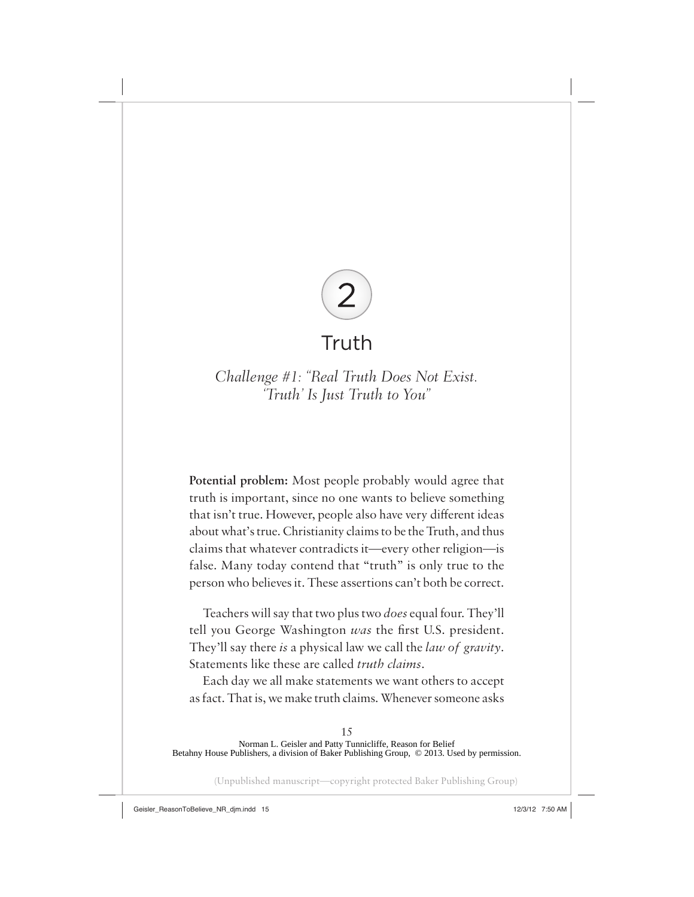# 2

# Truth

## *Challenge #1: "Real Truth Does Not Exist. 'Truth' Is Just Truth to You"*

**Potential problem:** Most people probably would agree that truth is important, since no one wants to believe something that isn't true. However, people also have very different ideas about what's true. Christianity claims to be the Truth, and thus claims that whatever contradicts it—every other religion—is false. Many today contend that "truth" is only true to the person who believes it. These assertions can't both be correct.

Teachers will say that two plus two *does* equal four. They'll tell you George Washington *was* the first U.S. president. They'll say there *is* a physical law we call the *law of gravity*. Statements like these are called *truth claims*.

Each day we all make statements we want others to accept as fact. That is, we make truth claims. Whenever someone asks

Norman L. Geisler and Patty Tunnicliffe, Reason for Belief
Betahny House Publishers, a division of Baker Publishing Group, © 2013. Used by permission.

(Unpublished manuscript—copyright protected Baker Publishing Group)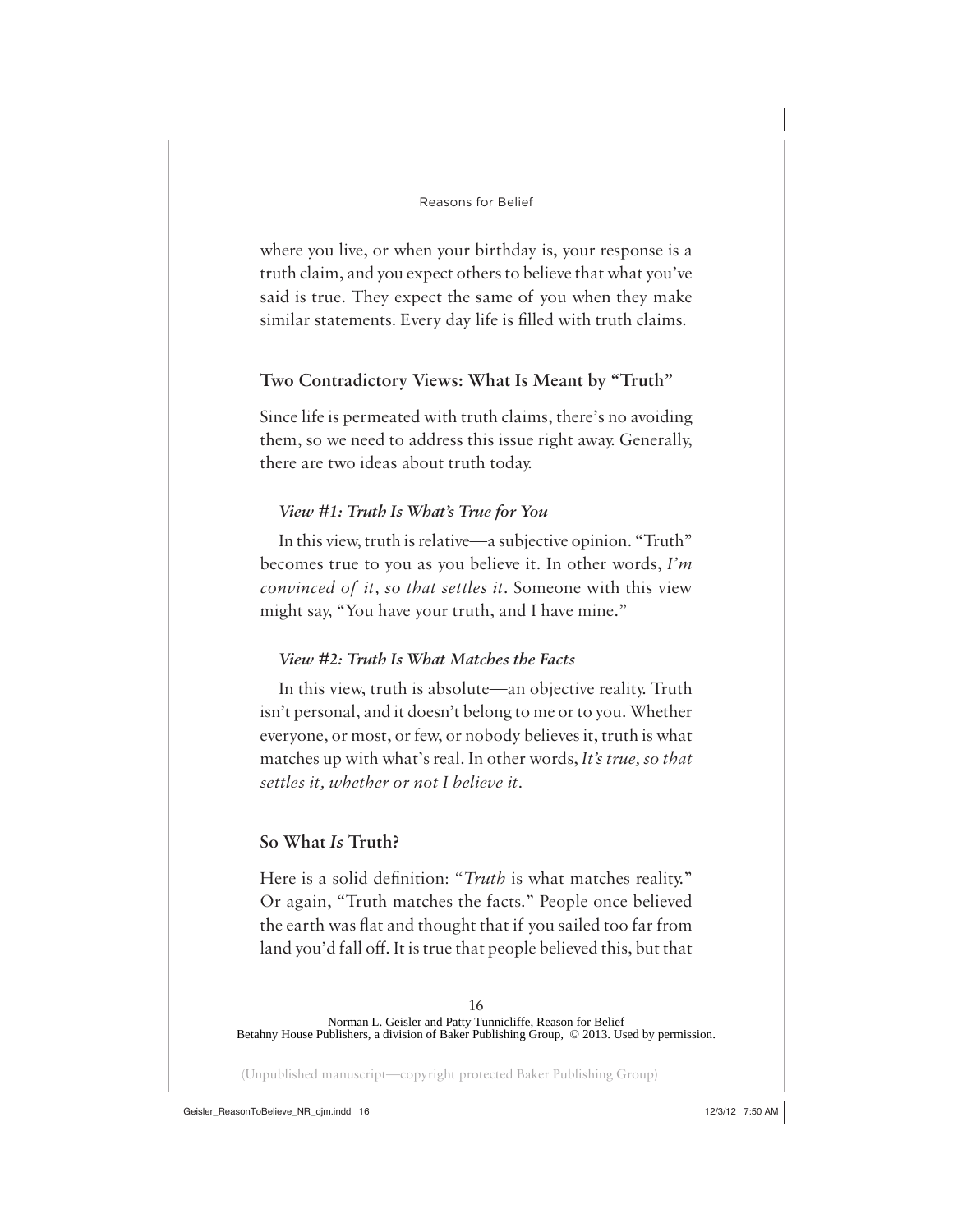where you live, or when your birthday is, your response is a truth claim, and you expect others to believe that what you've said is true. They expect the same of you when they make similar statements. Every day life is filled with truth claims.

## Two Contradictory Views: What Is Meant by "Truth"

Since life is permeated with truth claims, there's no avoiding them, so we need to address this issue right away. Generally, there are two ideas about truth today.

### *View #1: Truth Is What's True for You*

In this view, truth is relative—a subjective opinion. "Truth" becomes true to you as you believe it. In other words, *I'm convinced of it, so that settles it*. Someone with this view might say, "You have your truth, and I have mine."

### *View #2: Truth Is What Matches the Facts*

In this view, truth is absolute—an objective reality. Truth isn't personal, and it doesn't belong to me or to you. Whether everyone, or most, or few, or nobody believes it, truth is what matches up with what's real. In other words, *It's true, so that settles it, whether or not I believe it*.

## So What *Is* Truth?

Here is a solid definition: "*Truth* is what matches reality." Or again, "Truth matches the facts." People once believed the earth was flat and thought that if you sailed too far from land you'd fall off. It is true that people believed this, but that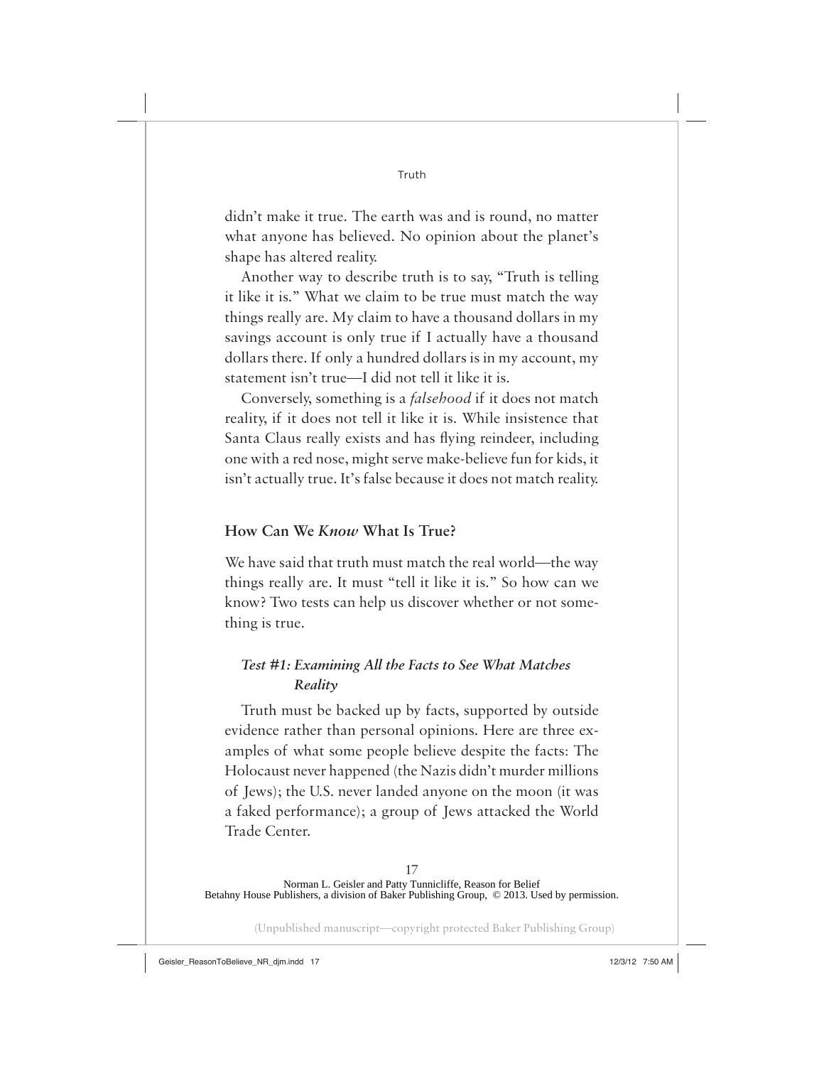didn't make it true. The earth was and is round, no matter what anyone has believed. No opinion about the planet's shape has altered reality.

Another way to describe truth is to say, "Truth is telling it like it is." What we claim to be true must match the way things really are. My claim to have a thousand dollars in my savings account is only true if I actually have a thousand dollars there. If only a hundred dollars is in my account, my statement isn't true—I did not tell it like it is.

Conversely, something is a *falsehood* if it does not match reality, if it does not tell it like it is. While insistence that Santa Claus really exists and has flying reindeer, including one with a red nose, might serve make-believe fun for kids, it isn't actually true. It's false because it does not match reality.

## How Can We *Know* What Is True?

We have said that truth must match the real world—the way things really are. It must "tell it like it is." So how can we know? Two tests can help us discover whether or not something is true.

### *Test #1: Examining All the Facts to See What Matches Reality*

Truth must be backed up by facts, supported by outside evidence rather than personal opinions. Here are three examples of what some people believe despite the facts: The Holocaust never happened (the Nazis didn't murder millions of Jews); the U.S. never landed anyone on the moon (it was a faked performance); a group of Jews attacked the World Trade Center.

Norman L. Geisler and Patty Tunnicliffe, Reason for Belief
Betahny House Publishers, a division of Baker Publishing Group, © 2013. Used by permission.

(Unpublished manuscript—copyright protected Baker Publishing Group)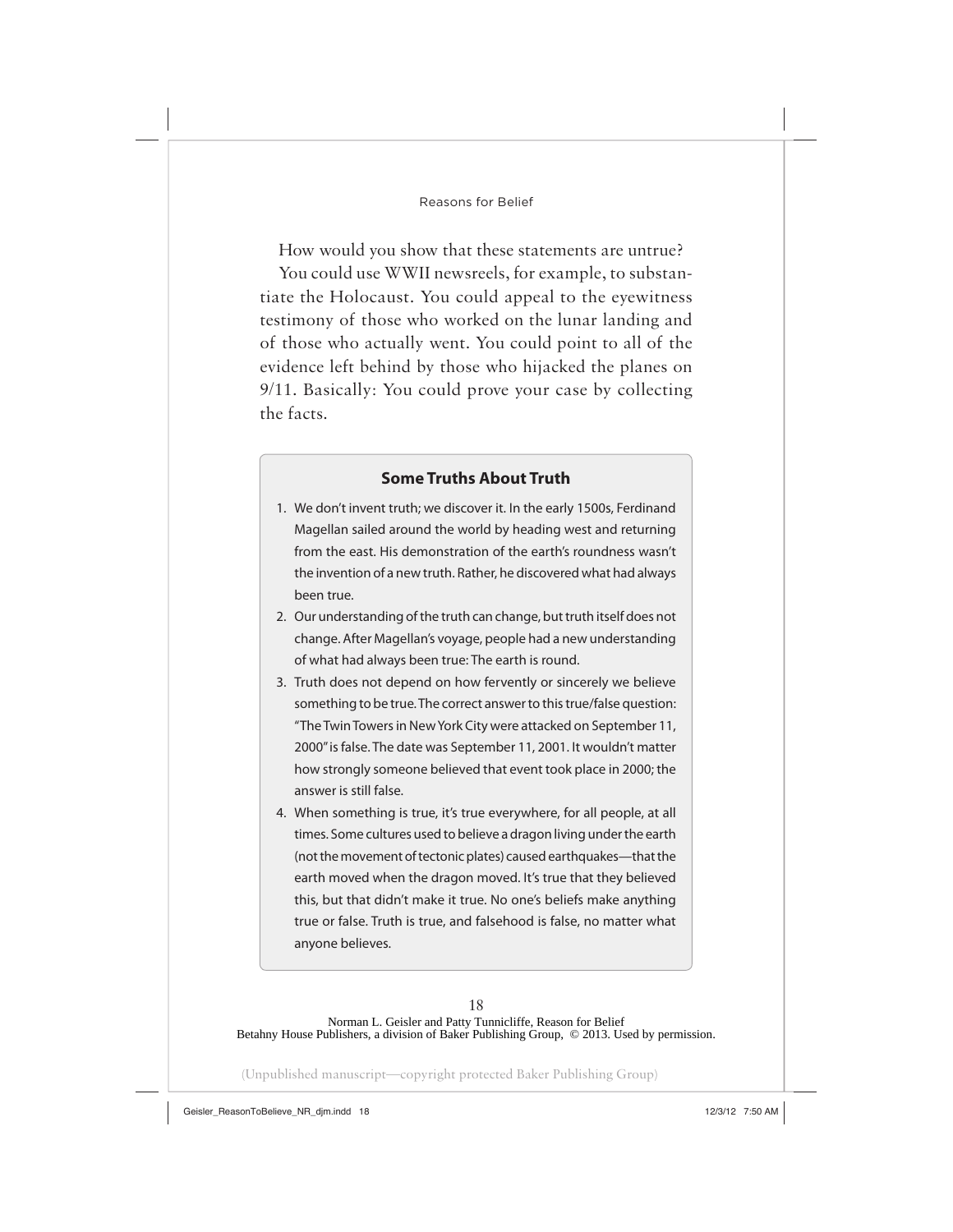How would you show that these statements are untrue?

You could use WWII newsreels, for example, to substantiate the Holocaust. You could appeal to the eyewitness testimony of those who worked on the lunar landing and of those who actually went. You could point to all of the evidence left behind by those who hijacked the planes on 9/11. Basically: You could prove your case by collecting the facts.

### Some Truths About Truth

1. We don't invent truth; we discover it. In the early 1500s, Ferdinand Magellan sailed around the world by heading west and returning from the east. His demonstration of the earth's roundness wasn't the invention of a new truth. Rather, he discovered what had always been true.
2. Our understanding of the truth can change, but truth itself does not change. After Magellan's voyage, people had a new understanding of what had always been true: The earth is round.
3. Truth does not depend on how fervently or sincerely we believe something to be true. The correct answer to this true/false question: "The Twin Towers in New York City were attacked on September 11, 2000" is false. The date was September 11, 2001. It wouldn't matter how strongly someone believed that event took place in 2000; the answer is still false.
4. When something is true, it's true everywhere, for all people, at all times. Some cultures used to believe a dragon living under the earth (not the movement of tectonic plates) caused earthquakes—that the earth moved when the dragon moved. It's true that they believed this, but that didn't make it true. No one's beliefs make anything true or false. Truth is true, and falsehood is false, no matter what anyone believes.

Norman L. Geisler and Patty Tunnicliffe, Reason for Belief
Betahny House Publishers, a division of Baker Publishing Group, © 2013. Used by permission.

(Unpublished manuscript—copyright protected Baker Publishing Group)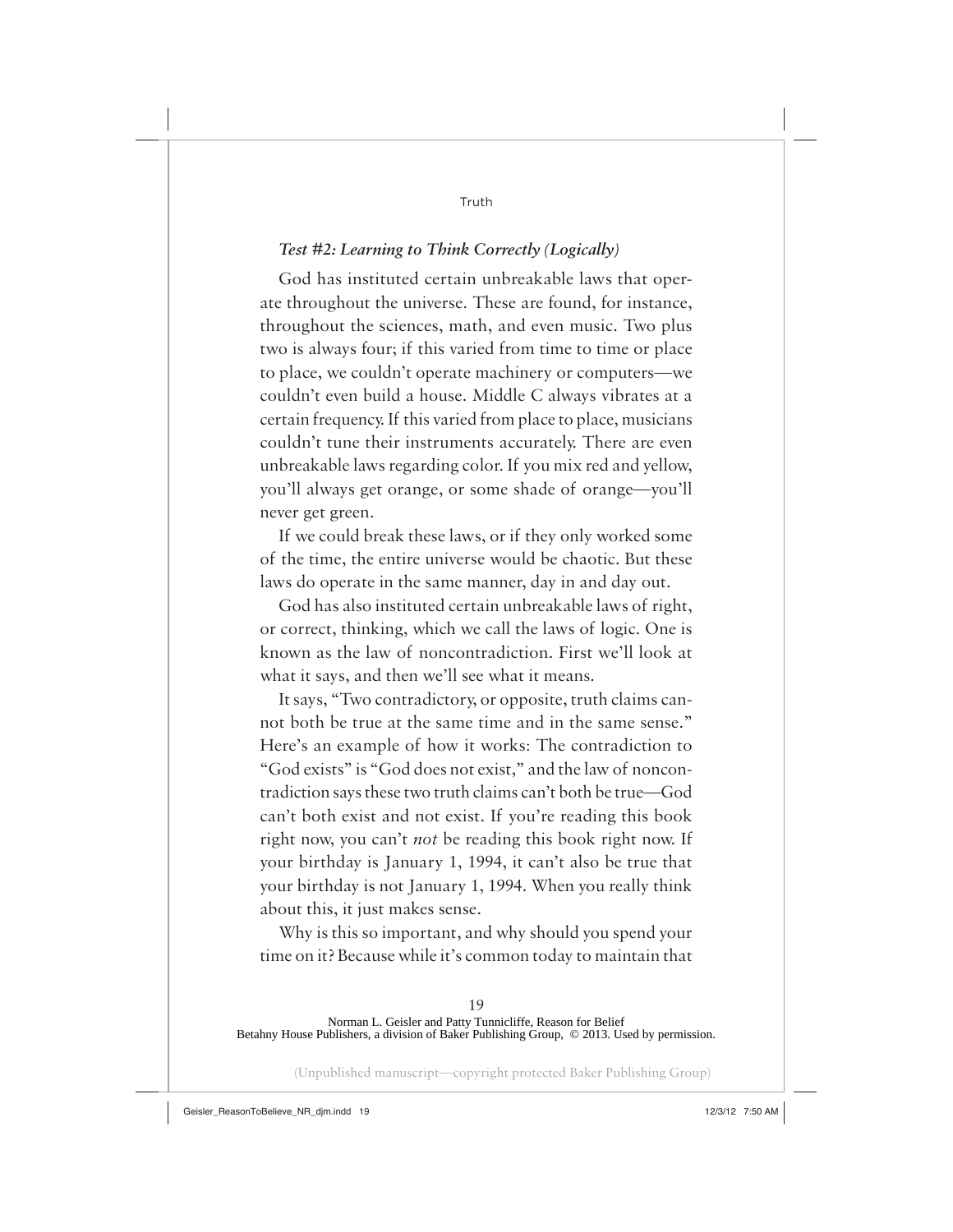### *Test #2: Learning to Think Correctly (Logically)*

God has instituted certain unbreakable laws that operate throughout the universe. These are found, for instance, throughout the sciences, math, and even music. Two plus two is always four; if this varied from time to time or place to place, we couldn't operate machinery or computers—we couldn't even build a house. Middle C always vibrates at a certain frequency. If this varied from place to place, musicians couldn't tune their instruments accurately. There are even unbreakable laws regarding color. If you mix red and yellow, you'll always get orange, or some shade of orange—you'll never get green.

If we could break these laws, or if they only worked some of the time, the entire universe would be chaotic. But these laws do operate in the same manner, day in and day out.

God has also instituted certain unbreakable laws of right, or correct, thinking, which we call the laws of logic. One is known as the law of noncontradiction. First we'll look at what it says, and then we'll see what it means.

It says, "Two contradictory, or opposite, truth claims cannot both be true at the same time and in the same sense." Here's an example of how it works: The contradiction to "God exists" is "God does not exist," and the law of noncontradiction says these two truth claims can't both be true—God can't both exist and not exist. If you're reading this book right now, you can't *not* be reading this book right now. If your birthday is January 1, 1994, it can't also be true that your birthday is not January 1, 1994. When you really think about this, it just makes sense.

Why is this so important, and why should you spend your time on it? Because while it's common today to maintain that

Norman L. Geisler and Patty Tunnicliffe, Reason for Belief
Betahny House Publishers, a division of Baker Publishing Group, © 2013. Used by permission.

(Unpublished manuscript—copyright protected Baker Publishing Group)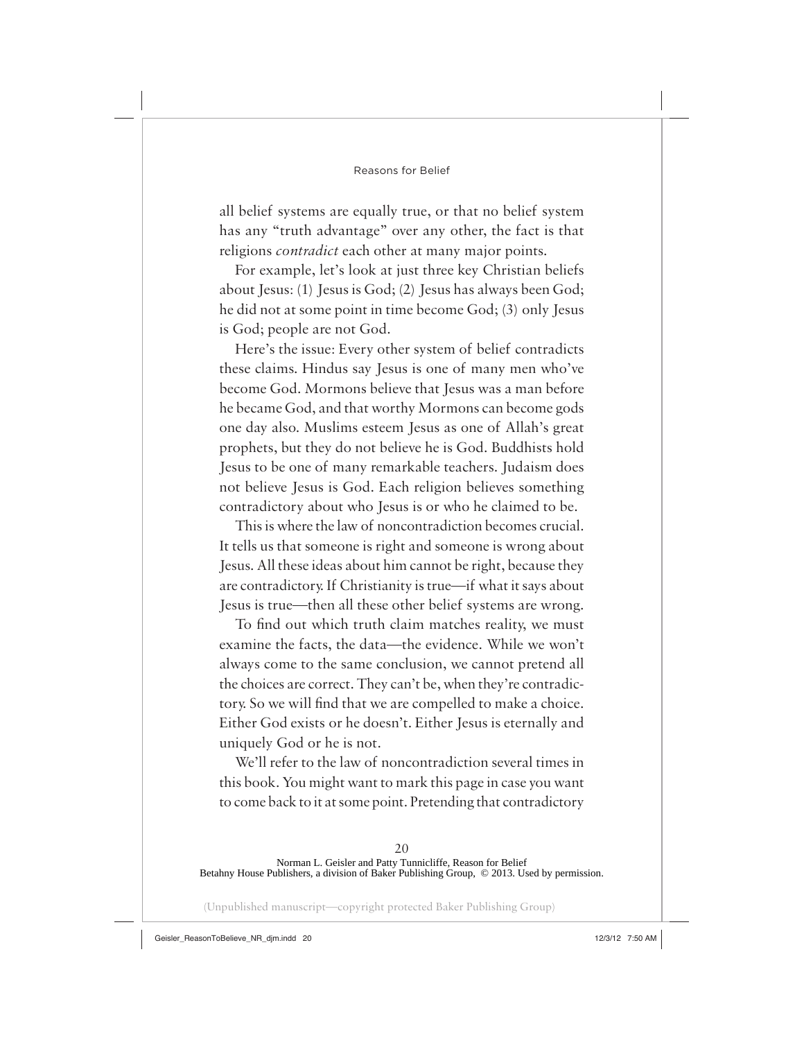all belief systems are equally true, or that no belief system has any "truth advantage" over any other, the fact is that religions *contradict* each other at many major points.

For example, let's look at just three key Christian beliefs about Jesus: (1) Jesus is God; (2) Jesus has always been God; he did not at some point in time become God; (3) only Jesus is God; people are not God.

Here's the issue: Every other system of belief contradicts these claims. Hindus say Jesus is one of many men who've become God. Mormons believe that Jesus was a man before he became God, and that worthy Mormons can become gods one day also. Muslims esteem Jesus as one of Allah's great prophets, but they do not believe he is God. Buddhists hold Jesus to be one of many remarkable teachers. Judaism does not believe Jesus is God. Each religion believes something contradictory about who Jesus is or who he claimed to be.

This is where the law of noncontradiction becomes crucial. It tells us that someone is right and someone is wrong about Jesus. All these ideas about him cannot be right, because they are contradictory. If Christianity is true—if what it says about Jesus is true—then all these other belief systems are wrong.

To find out which truth claim matches reality, we must examine the facts, the data—the evidence. While we won't always come to the same conclusion, we cannot pretend all the choices are correct. They can't be, when they're contradictory. So we will find that we are compelled to make a choice. Either God exists or he doesn't. Either Jesus is eternally and uniquely God or he is not.

We'll refer to the law of noncontradiction several times in this book. You might want to mark this page in case you want to come back to it at some point. Pretending that contradictory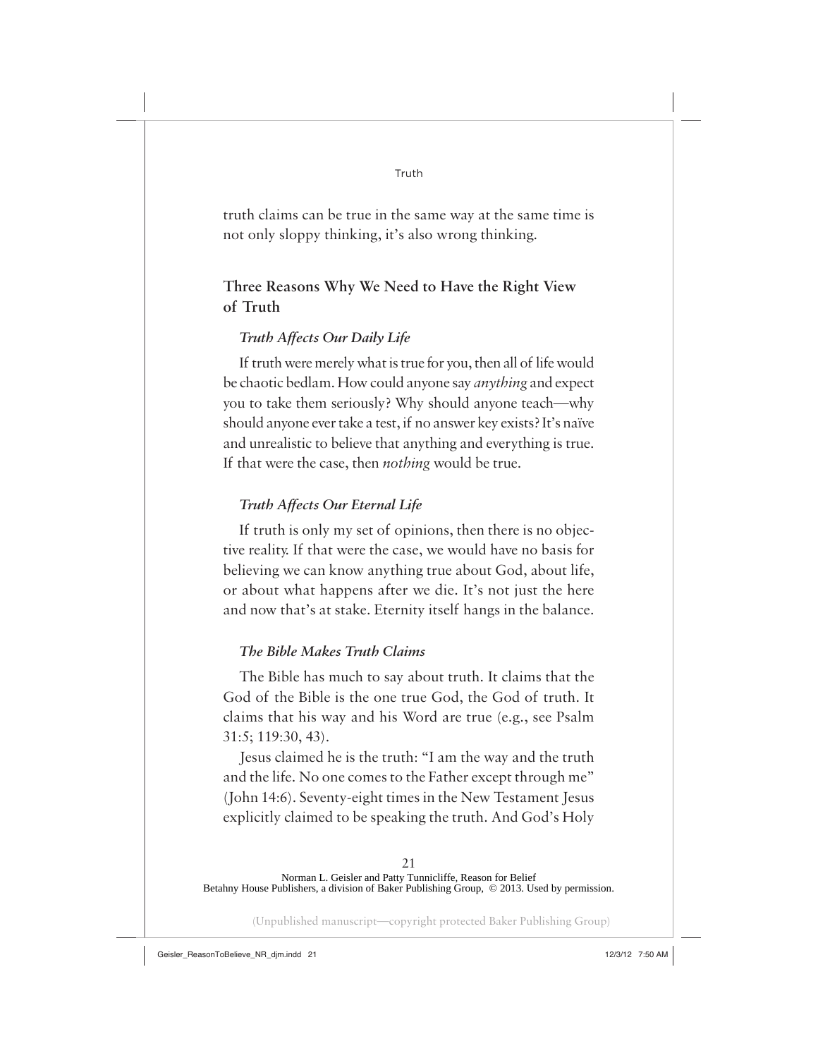truth claims can be true in the same way at the same time is not only sloppy thinking, it's also wrong thinking.

## Three Reasons Why We Need to Have the Right View of Truth

### *Truth Affects Our Daily Life*

If truth were merely what is true for you, then all of life would be chaotic bedlam. How could anyone say *anything* and expect you to take them seriously? Why should anyone teach—why should anyone ever take a test, if no answer key exists? It's naïve and unrealistic to believe that anything and everything is true. If that were the case, then *nothing* would be true.

### *Truth Affects Our Eternal Life*

If truth is only my set of opinions, then there is no objective reality. If that were the case, we would have no basis for believing we can know anything true about God, about life, or about what happens after we die. It's not just the here and now that's at stake. Eternity itself hangs in the balance.

### *The Bible Makes Truth Claims*

The Bible has much to say about truth. It claims that the God of the Bible is the one true God, the God of truth. It claims that his way and his Word are true (e.g., see Psalm 31:5; 119:30, 43).

Jesus claimed he is the truth: "I am the way and the truth and the life. No one comes to the Father except through me" (John 14:6). Seventy-eight times in the New Testament Jesus explicitly claimed to be speaking the truth. And God's Holy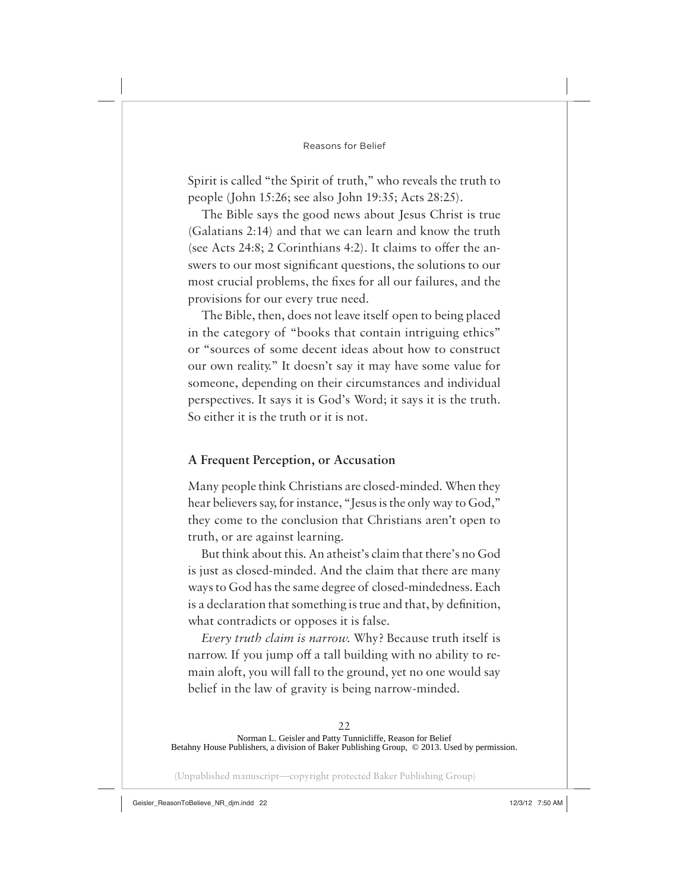Spirit is called "the Spirit of truth," who reveals the truth to people (John 15:26; see also John 19:35; Acts 28:25).

The Bible says the good news about Jesus Christ is true (Galatians 2:14) and that we can learn and know the truth (see Acts 24:8; 2 Corinthians 4:2). It claims to offer the answers to our most significant questions, the solutions to our most crucial problems, the fixes for all our failures, and the provisions for our every true need.

The Bible, then, does not leave itself open to being placed in the category of "books that contain intriguing ethics" or "sources of some decent ideas about how to construct our own reality." It doesn't say it may have some value for someone, depending on their circumstances and individual perspectives. It says it is God's Word; it says it is the truth. So either it is the truth or it is not.

## A Frequent Perception, or Accusation

Many people think Christians are closed-minded. When they hear believers say, for instance, "Jesus is the only way to God," they come to the conclusion that Christians aren't open to truth, or are against learning.

But think about this. An atheist's claim that there's no God is just as closed-minded. And the claim that there are many ways to God has the same degree of closed-mindedness. Each is a declaration that something is true and that, by definition, what contradicts or opposes it is false.

*Every truth claim is narrow.* Why? Because truth itself is narrow. If you jump off a tall building with no ability to remain aloft, you will fall to the ground, yet no one would say belief in the law of gravity is being narrow-minded.

Norman L. Geisler and Patty Tunnicliffe, Reason for Belief
Betahny House Publishers, a division of Baker Publishing Group, © 2013. Used by permission.

(Unpublished manuscript—copyright protected Baker Publishing Group)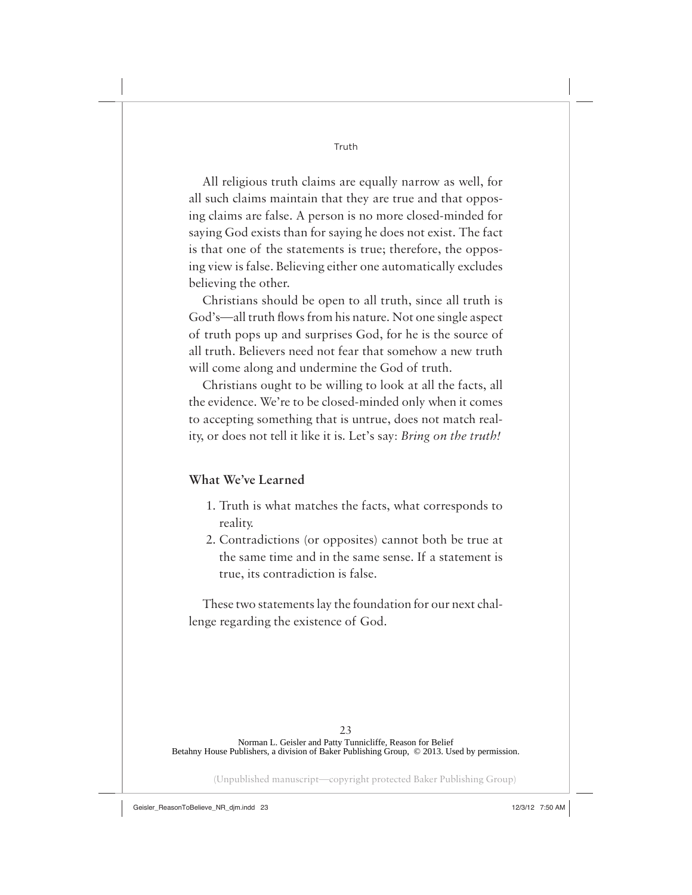All religious truth claims are equally narrow as well, for all such claims maintain that they are true and that opposing claims are false. A person is no more closed-minded for saying God exists than for saying he does not exist. The fact is that one of the statements is true; therefore, the opposing view is false. Believing either one automatically excludes believing the other.

Christians should be open to all truth, since all truth is God's—all truth flows from his nature. Not one single aspect of truth pops up and surprises God, for he is the source of all truth. Believers need not fear that somehow a new truth will come along and undermine the God of truth.

Christians ought to be willing to look at all the facts, all the evidence. We're to be closed-minded only when it comes to accepting something that is untrue, does not match reality, or does not tell it like it is. Let's say: *Bring on the truth!*

## What We've Learned

1. Truth is what matches the facts, what corresponds to reality.
2. Contradictions (or opposites) cannot both be true at the same time and in the same sense. If a statement is true, its contradiction is false.

These two statements lay the foundation for our next challenge regarding the existence of God.

Norman L. Geisler and Patty Tunnicliffe, Reason for Belief
Betahny House Publishers, a division of Baker Publishing Group, © 2013. Used by permission.

(Unpublished manuscript—copyright protected Baker Publishing Group)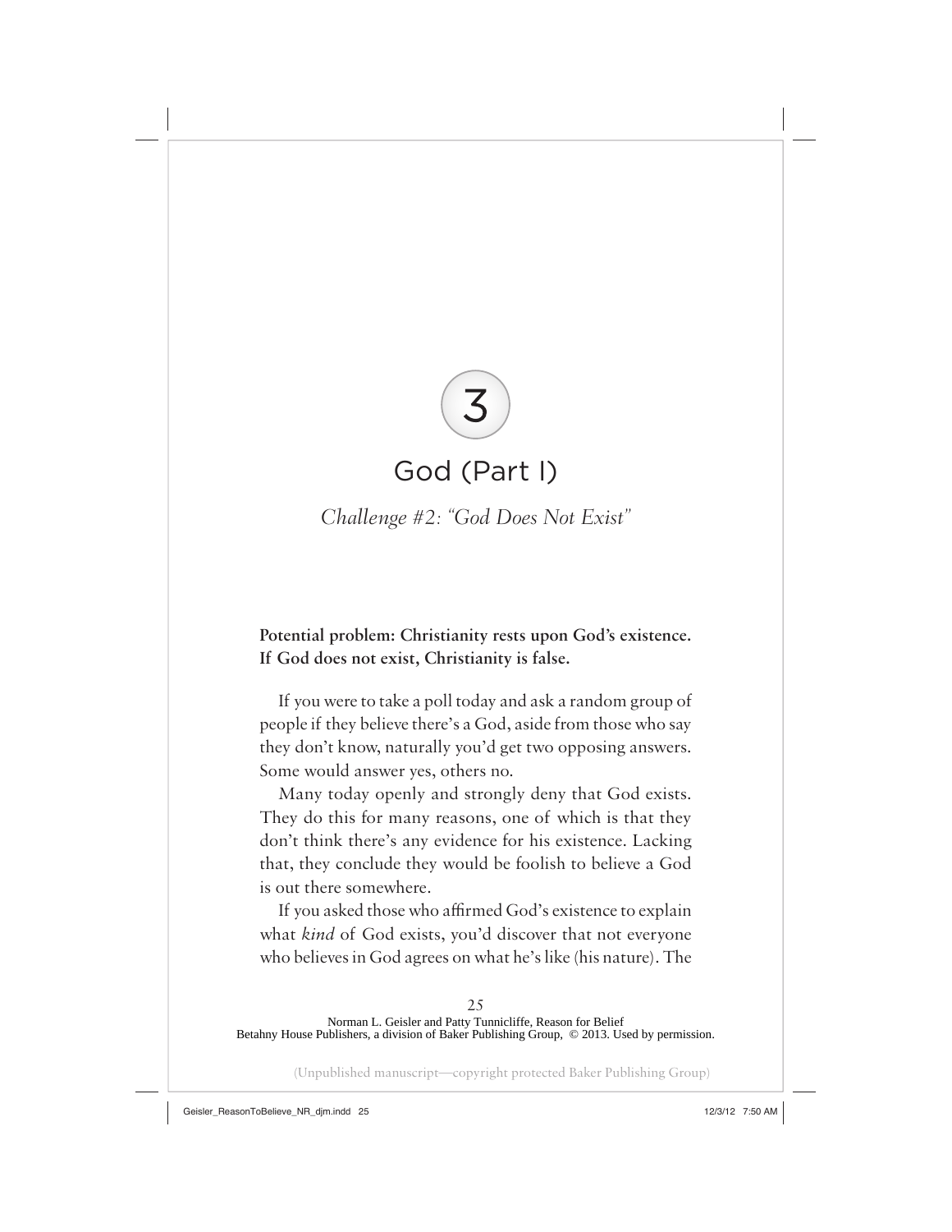# 3

# God (Part I)

*Challenge #2: "God Does Not Exist"*

**Potential problem: Christianity rests upon God's existence. If God does not exist, Christianity is false.**

If you were to take a poll today and ask a random group of people if they believe there's a God, aside from those who say they don't know, naturally you'd get two opposing answers. Some would answer yes, others no.

Many today openly and strongly deny that God exists. They do this for many reasons, one of which is that they don't think there's any evidence for his existence. Lacking that, they conclude they would be foolish to believe a God is out there somewhere.

If you asked those who affirmed God's existence to explain what *kind* of God exists, you'd discover that not everyone who believes in God agrees on what he's like (his nature). The

Norman L. Geisler and Patty Tunnicliffe, Reason for Belief
Betahny House Publishers, a division of Baker Publishing Group, © 2013. Used by permission.

(Unpublished manuscript—copyright protected Baker Publishing Group)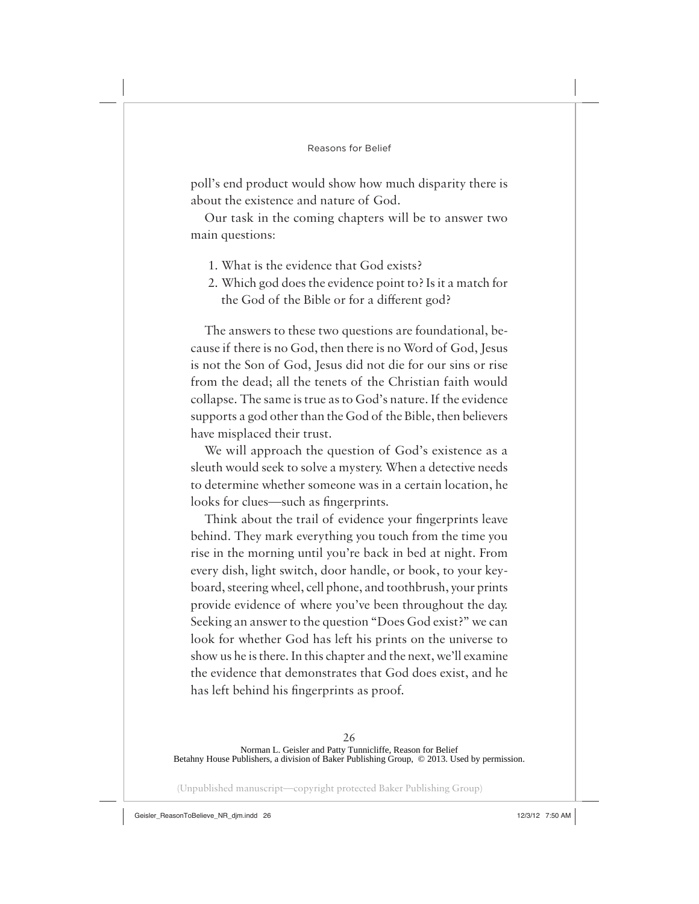poll's end product would show how much disparity there is about the existence and nature of God.

Our task in the coming chapters will be to answer two main questions:

1. What is the evidence that God exists?
2. Which god does the evidence point to? Is it a match for the God of the Bible or for a different god?

The answers to these two questions are foundational, because if there is no God, then there is no Word of God, Jesus is not the Son of God, Jesus did not die for our sins or rise from the dead; all the tenets of the Christian faith would collapse. The same is true as to God's nature. If the evidence supports a god other than the God of the Bible, then believers have misplaced their trust.

We will approach the question of God's existence as a sleuth would seek to solve a mystery. When a detective needs to determine whether someone was in a certain location, he looks for clues—such as fingerprints.

Think about the trail of evidence your fingerprints leave behind. They mark everything you touch from the time you rise in the morning until you're back in bed at night. From every dish, light switch, door handle, or book, to your keyboard, steering wheel, cell phone, and toothbrush, your prints provide evidence of where you've been throughout the day. Seeking an answer to the question "Does God exist?" we can look for whether God has left his prints on the universe to show us he is there. In this chapter and the next, we'll examine the evidence that demonstrates that God does exist, and he has left behind his fingerprints as proof.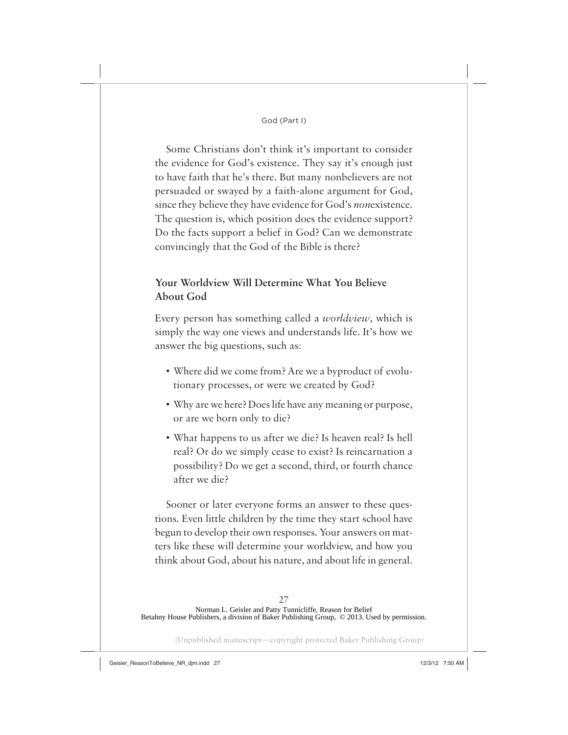Some Christians don't think it's important to consider the evidence for God's existence. They say it's enough just to have faith that he's there. But many nonbelievers are not persuaded or swayed by a faith-alone argument for God, since they believe they have evidence for God's *non*existence. The question is, which position does the evidence support? Do the facts support a belief in God? Can we demonstrate convincingly that the God of the Bible is there?

## Your Worldview Will Determine What You Believe About God

Every person has something called a *worldview*, which is simply the way one views and understands life. It's how we answer the big questions, such as:

- Where did we come from? Are we a byproduct of evolutionary processes, or were we created by God?
- Why are we here? Does life have any meaning or purpose, or are we born only to die?
- What happens to us after we die? Is heaven real? Is hell real? Or do we simply cease to exist? Is reincarnation a possibility? Do we get a second, third, or fourth chance after we die?

Sooner or later everyone forms an answer to these questions. Even little children by the time they start school have begun to develop their own responses. Your answers on matters like these will determine your worldview, and how you think about God, about his nature, and about life in general.

Norman L. Geisler and Patty Tunnicliffe, Reason for Belief
Betahny House Publishers, a division of Baker Publishing Group, © 2013. Used by permission.

(Unpublished manuscript—copyright protected Baker Publishing Group)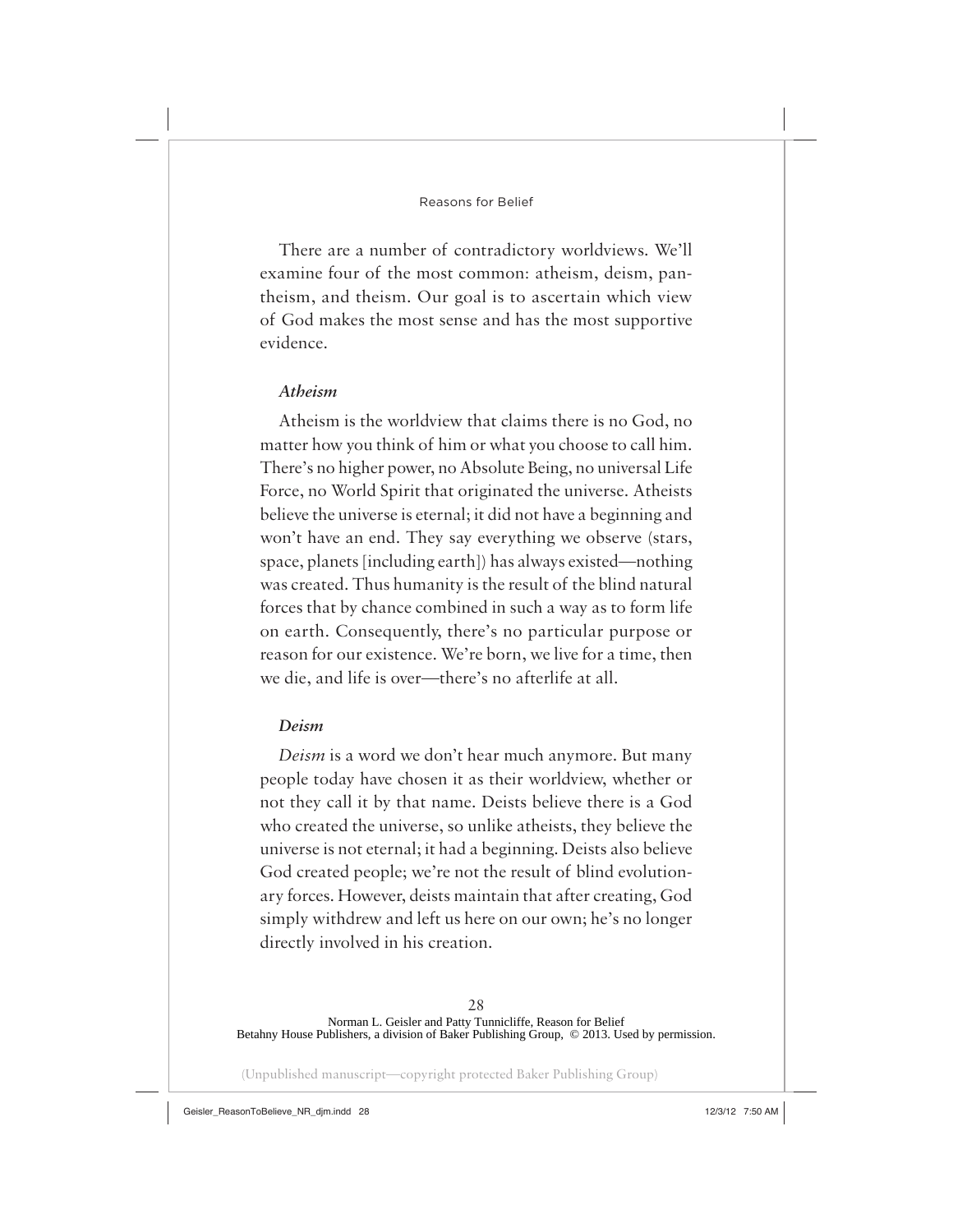There are a number of contradictory worldviews. We'll examine four of the most common: atheism, deism, pantheism, and theism. Our goal is to ascertain which view of God makes the most sense and has the most supportive evidence.

### *Atheism*

Atheism is the worldview that claims there is no God, no matter how you think of him or what you choose to call him. There's no higher power, no Absolute Being, no universal Life Force, no World Spirit that originated the universe. Atheists believe the universe is eternal; it did not have a beginning and won't have an end. They say everything we observe (stars, space, planets [including earth]) has always existed—nothing was created. Thus humanity is the result of the blind natural forces that by chance combined in such a way as to form life on earth. Consequently, there's no particular purpose or reason for our existence. We're born, we live for a time, then we die, and life is over—there's no afterlife at all.

### *Deism*

*Deism* is a word we don't hear much anymore. But many people today have chosen it as their worldview, whether or not they call it by that name. Deists believe there is a God who created the universe, so unlike atheists, they believe the universe is not eternal; it had a beginning. Deists also believe God created people; we're not the result of blind evolutionary forces. However, deists maintain that after creating, God simply withdrew and left us here on our own; he's no longer directly involved in his creation.

Norman L. Geisler and Patty Tunnicliffe, Reason for Belief
Betahny House Publishers, a division of Baker Publishing Group, © 2013. Used by permission.

(Unpublished manuscript—copyright protected Baker Publishing Group)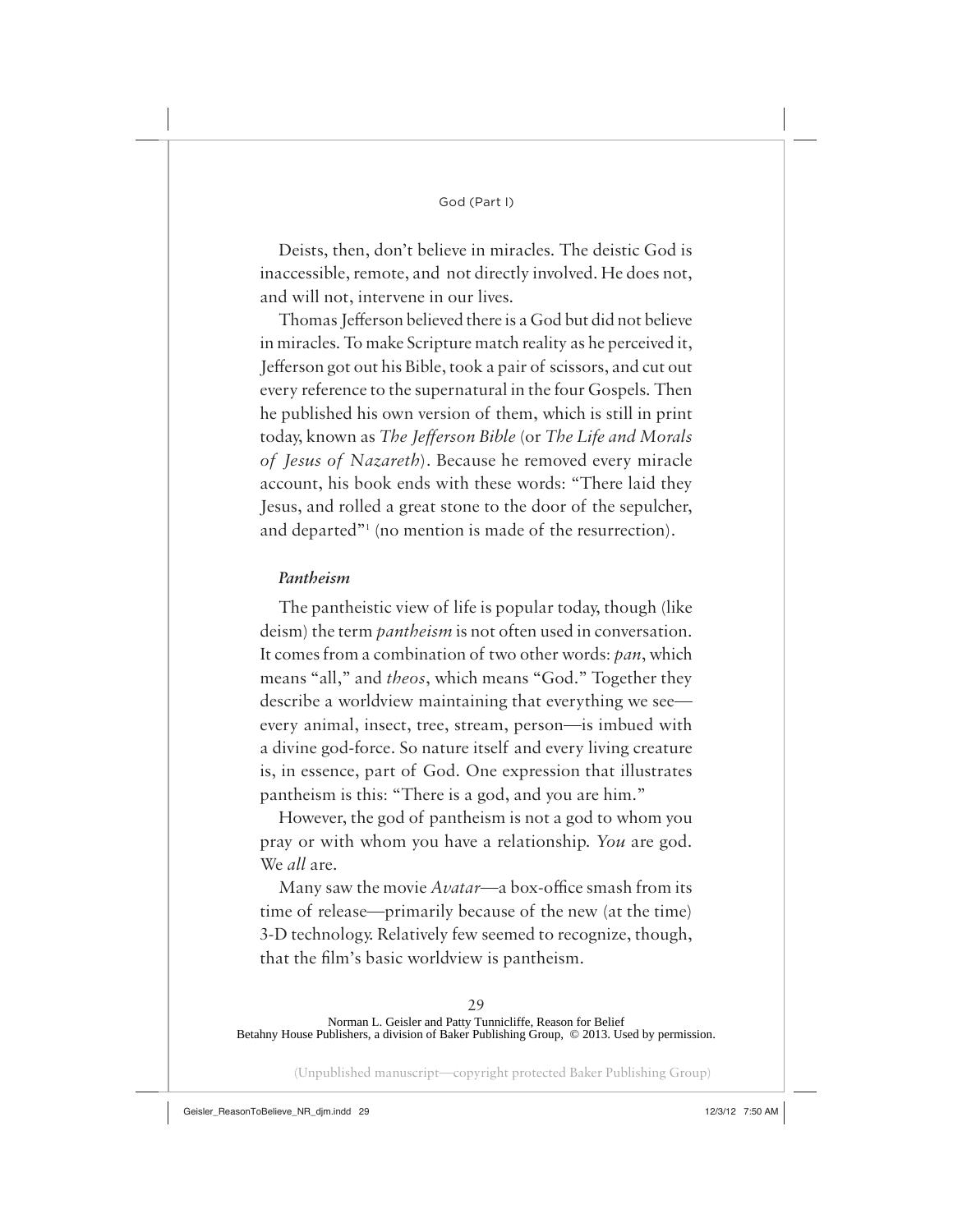Deists, then, don't believe in miracles. The deistic God is inaccessible, remote, and not directly involved. He does not, and will not, intervene in our lives.

Thomas Jefferson believed there is a God but did not believe in miracles. To make Scripture match reality as he perceived it, Jefferson got out his Bible, took a pair of scissors, and cut out every reference to the supernatural in the four Gospels. Then he published his own version of them, which is still in print today, known as *The Jefferson Bible* (or *The Life and Morals of Jesus of Nazareth*). Because he removed every miracle account, his book ends with these words: "There laid they Jesus, and rolled a great stone to the door of the sepulcher, and departed"[1] (no mention is made of the resurrection).

### *Pantheism*

The pantheistic view of life is popular today, though (like deism) the term *pantheism* is not often used in conversation. It comes from a combination of two other words: *pan*, which means "all," and *theos*, which means "God." Together they describe a worldview maintaining that everything we see—every animal, insect, tree, stream, person—is imbued with a divine god-force. So nature itself and every living creature is, in essence, part of God. One expression that illustrates pantheism is this: "There is a god, and you are him."

However, the god of pantheism is not a god to whom you pray or with whom you have a relationship. *You* are god. We *all* are.

Many saw the movie *Avatar*—a box-office smash from its time of release—primarily because of the new (at the time) 3-D technology. Relatively few seemed to recognize, though, that the film's basic worldview is pantheism.

Norman L. Geisler and Patty Tunnicliffe, Reason for Belief
Betahny House Publishers, a division of Baker Publishing Group, © 2013. Used by permission.

(Unpublished manuscript—copyright protected Baker Publishing Group)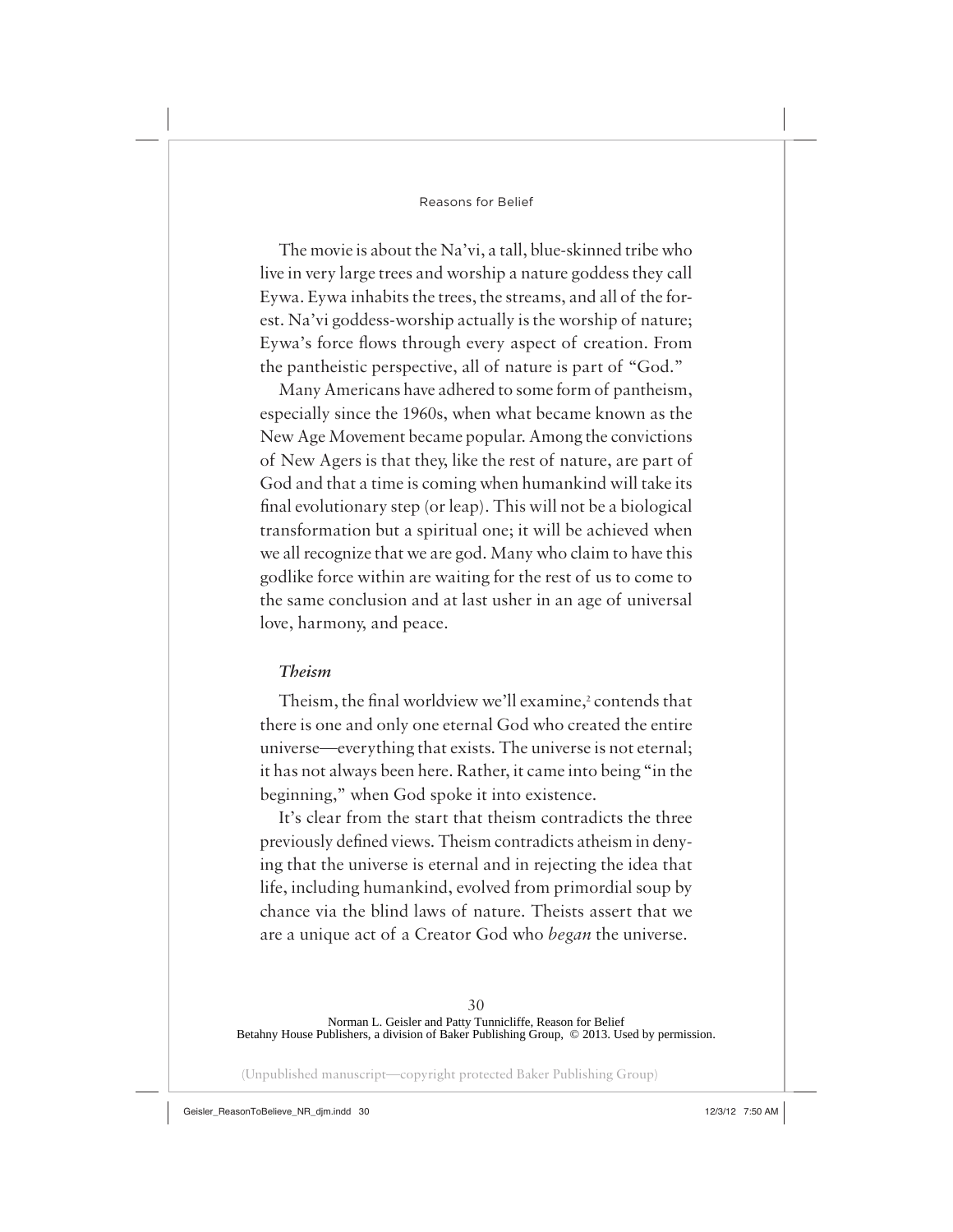The movie is about the Na'vi, a tall, blue-skinned tribe who live in very large trees and worship a nature goddess they call Eywa. Eywa inhabits the trees, the streams, and all of the forest. Na'vi goddess-worship actually is the worship of nature; Eywa's force flows through every aspect of creation. From the pantheistic perspective, all of nature is part of "God."

Many Americans have adhered to some form of pantheism, especially since the 1960s, when what became known as the New Age Movement became popular. Among the convictions of New Agers is that they, like the rest of nature, are part of God and that a time is coming when humankind will take its final evolutionary step (or leap). This will not be a biological transformation but a spiritual one; it will be achieved when we all recognize that we are god. Many who claim to have this godlike force within are waiting for the rest of us to come to the same conclusion and at last usher in an age of universal love, harmony, and peace.

### *Theism*

Theism, the final worldview we'll examine,[2] contends that there is one and only one eternal God who created the entire universe—everything that exists. The universe is not eternal; it has not always been here. Rather, it came into being "in the beginning," when God spoke it into existence.

It's clear from the start that theism contradicts the three previously defined views. Theism contradicts atheism in denying that the universe is eternal and in rejecting the idea that life, including humankind, evolved from primordial soup by chance via the blind laws of nature. Theists assert that we are a unique act of a Creator God who *began* the universe.

Norman L. Geisler and Patty Tunnicliffe, Reason for Belief
Betahny House Publishers, a division of Baker Publishing Group, © 2013. Used by permission.

(Unpublished manuscript—copyright protected Baker Publishing Group)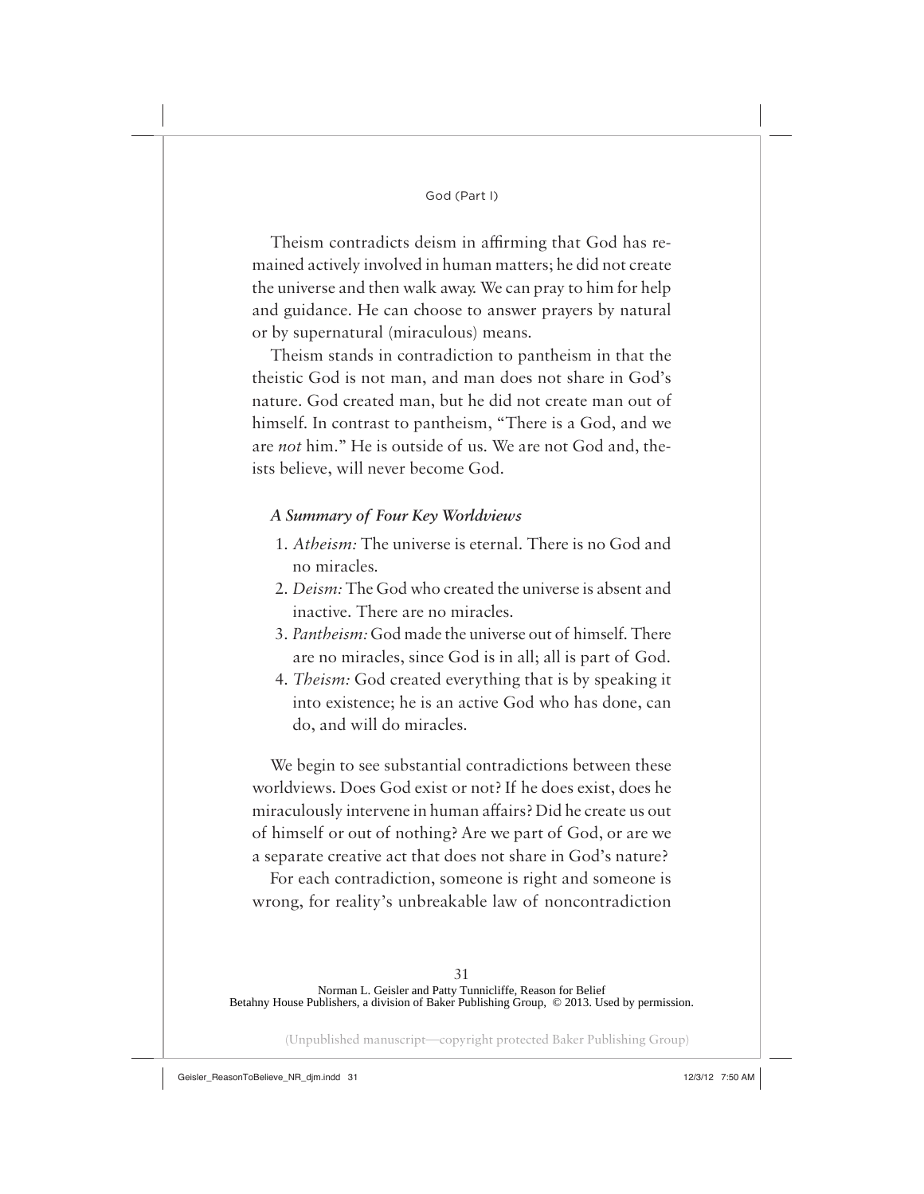Theism contradicts deism in affirming that God has remained actively involved in human matters; he did not create the universe and then walk away. We can pray to him for help and guidance. He can choose to answer prayers by natural or by supernatural (miraculous) means.

Theism stands in contradiction to pantheism in that the theistic God is not man, and man does not share in God's nature. God created man, but he did not create man out of himself. In contrast to pantheism, "There is a God, and we are *not* him." He is outside of us. We are not God and, theists believe, will never become God.

### *A Summary of Four Key Worldviews*

1. *Atheism:* The universe is eternal. There is no God and no miracles.
2. *Deism:* The God who created the universe is absent and inactive. There are no miracles.
3. *Pantheism:* God made the universe out of himself. There are no miracles, since God is in all; all is part of God.
4. *Theism:* God created everything that is by speaking it into existence; he is an active God who has done, can do, and will do miracles.

We begin to see substantial contradictions between these worldviews. Does God exist or not? If he does exist, does he miraculously intervene in human affairs? Did he create us out of himself or out of nothing? Are we part of God, or are we a separate creative act that does not share in God's nature?

For each contradiction, someone is right and someone is wrong, for reality's unbreakable law of noncontradiction

Norman L. Geisler and Patty Tunnicliffe, Reason for Belief
Betahny House Publishers, a division of Baker Publishing Group, © 2013. Used by permission.

(Unpublished manuscript—copyright protected Baker Publishing Group)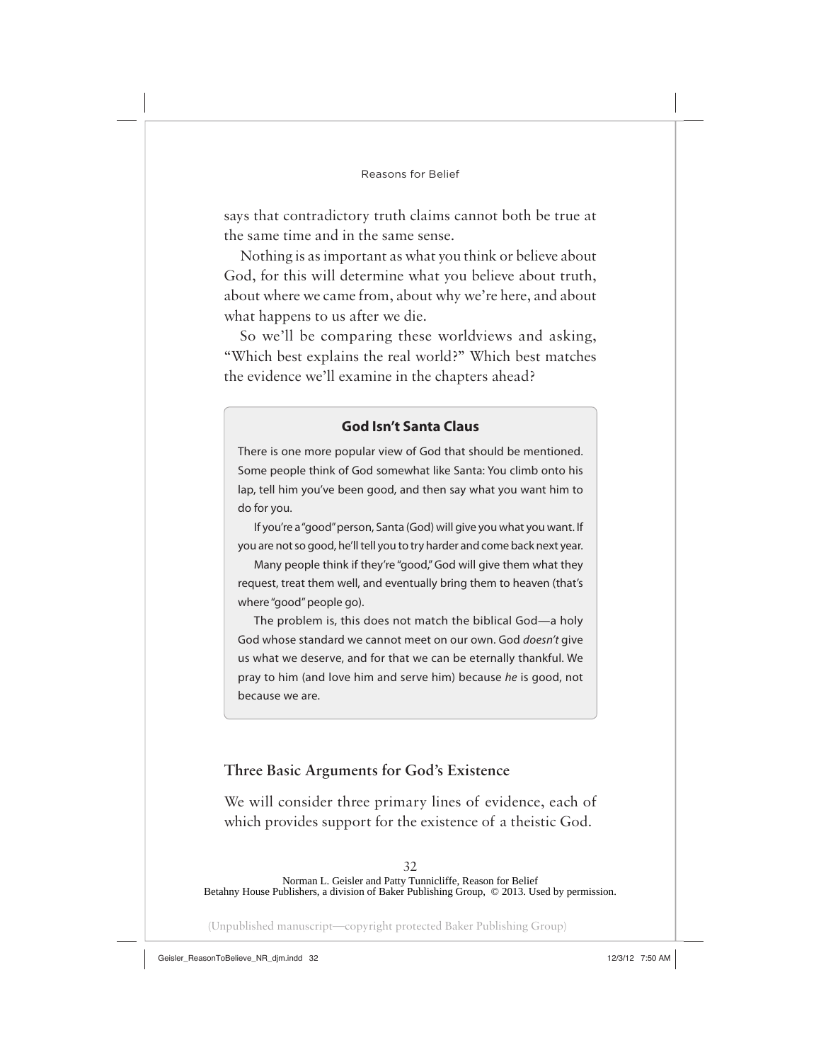says that contradictory truth claims cannot both be true at the same time and in the same sense.

Nothing is as important as what you think or believe about God, for this will determine what you believe about truth, about where we came from, about why we're here, and about what happens to us after we die.

So we'll be comparing these worldviews and asking, "Which best explains the real world?" Which best matches the evidence we'll examine in the chapters ahead?

> **God Isn't Santa Claus**
>
> There is one more popular view of God that should be mentioned. Some people think of God somewhat like Santa: You climb onto his lap, tell him you've been good, and then say what you want him to do for you.
>
> If you're a "good" person, Santa (God) will give you what you want. If you are not so good, he'll tell you to try harder and come back next year.
>
> Many people think if they're "good," God will give them what they request, treat them well, and eventually bring them to heaven (that's where "good" people go).
>
> The problem is, this does not match the biblical God—a holy God whose standard we cannot meet on our own. God *doesn't* give us what we deserve, and for that we can be eternally thankful. We pray to him (and love him and serve him) because *he* is good, not because we are.

## Three Basic Arguments for God's Existence

We will consider three primary lines of evidence, each of which provides support for the existence of a theistic God.

Norman L. Geisler and Patty Tunnicliffe, Reason for Belief
Betahny House Publishers, a division of Baker Publishing Group, © 2013. Used by permission.

(Unpublished manuscript—copyright protected Baker Publishing Group)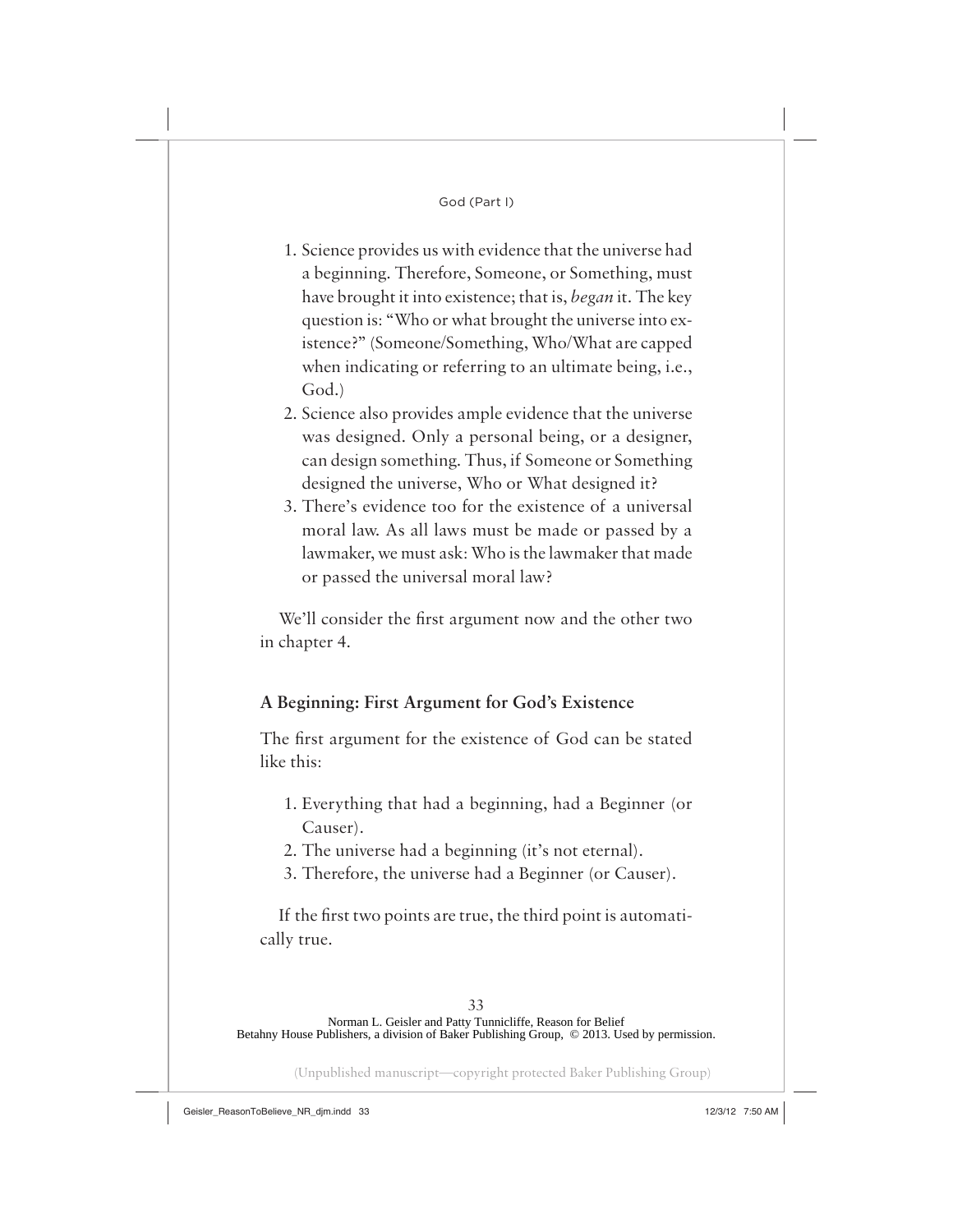1. Science provides us with evidence that the universe had a beginning. Therefore, Someone, or Something, must have brought it into existence; that is, *began* it. The key question is: "Who or what brought the universe into existence?" (Someone/Something, Who/What are capped when indicating or referring to an ultimate being, i.e., God.)
2. Science also provides ample evidence that the universe was designed. Only a personal being, or a designer, can design something. Thus, if Someone or Something designed the universe, Who or What designed it?
3. There's evidence too for the existence of a universal moral law. As all laws must be made or passed by a lawmaker, we must ask: Who is the lawmaker that made or passed the universal moral law?

We'll consider the first argument now and the other two in chapter 4.

### A Beginning: First Argument for God's Existence

The first argument for the existence of God can be stated like this:

1. Everything that had a beginning, had a Beginner (or Causer).
2. The universe had a beginning (it's not eternal).
3. Therefore, the universe had a Beginner (or Causer).

If the first two points are true, the third point is automatically true.

Norman L. Geisler and Patty Tunnicliffe, Reason for Belief
Betahny House Publishers, a division of Baker Publishing Group, © 2013. Used by permission.

(Unpublished manuscript—copyright protected Baker Publishing Group)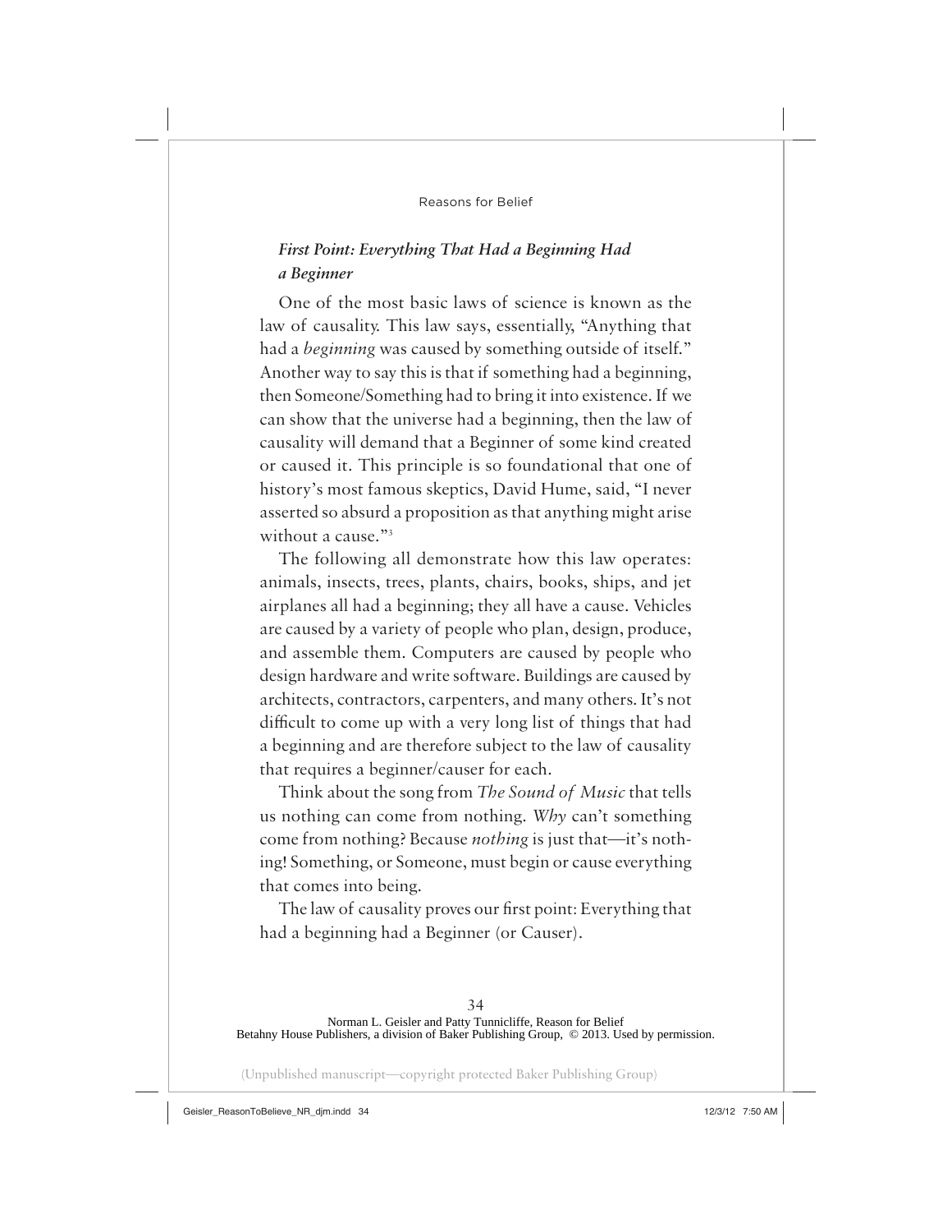### *First Point: Everything That Had a Beginning Had a Beginner*

One of the most basic laws of science is known as the law of causality. This law says, essentially, "Anything that had a *beginning* was caused by something outside of itself." Another way to say this is that if something had a beginning, then Someone/Something had to bring it into existence. If we can show that the universe had a beginning, then the law of causality will demand that a Beginner of some kind created or caused it. This principle is so foundational that one of history's most famous skeptics, David Hume, said, "I never asserted so absurd a proposition as that anything might arise without a cause."[3]

The following all demonstrate how this law operates: animals, insects, trees, plants, chairs, books, ships, and jet airplanes all had a beginning; they all have a cause. Vehicles are caused by a variety of people who plan, design, produce, and assemble them. Computers are caused by people who design hardware and write software. Buildings are caused by architects, contractors, carpenters, and many others. It's not difficult to come up with a very long list of things that had a beginning and are therefore subject to the law of causality that requires a beginner/causer for each.

Think about the song from *The Sound of Music* that tells us nothing can come from nothing. *Why* can't something come from nothing? Because *nothing* is just that—it's nothing! Something, or Someone, must begin or cause everything that comes into being.

The law of causality proves our first point: Everything that had a beginning had a Beginner (or Causer).

Norman L. Geisler and Patty Tunnicliffe, Reason for Belief
Betahny House Publishers, a division of Baker Publishing Group, © 2013. Used by permission.

(Unpublished manuscript—copyright protected Baker Publishing Group)